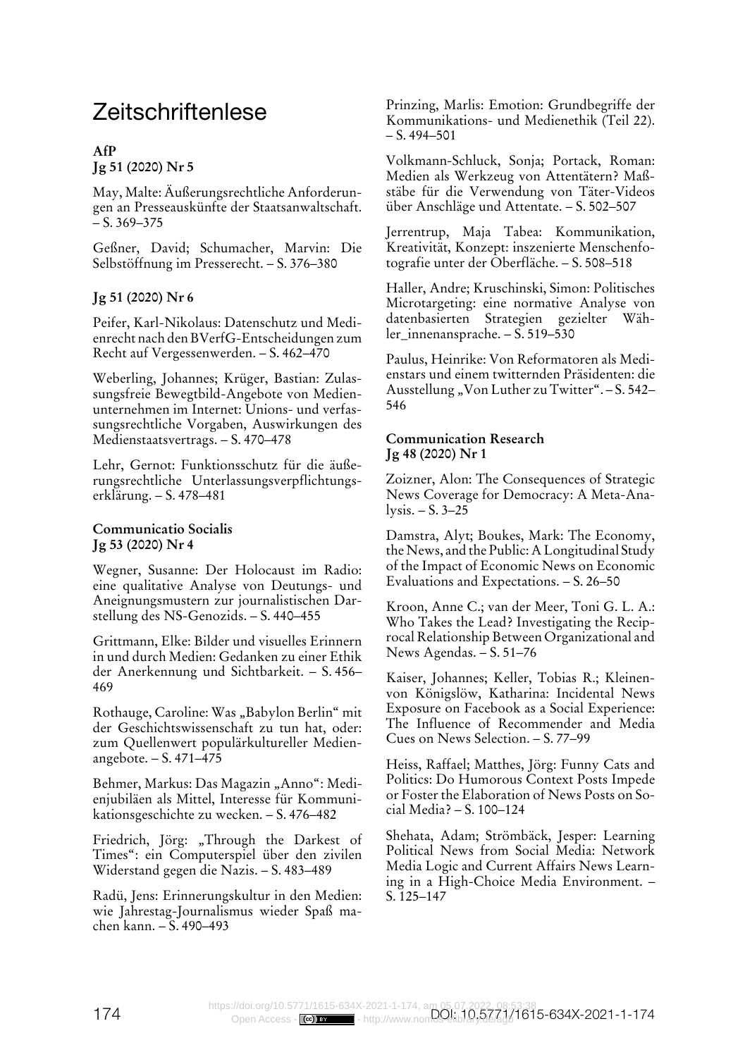# Zeitschriftenlese

**AfP**
**Jg 51 (2020) Nr 5**

May, Malte: Äußerungsrechtliche Anforderungen an Presseauskünfte der Staatsanwaltschaft. – S. 369–375

Geßner, David; Schumacher, Marvin: Die Selbstöffnung im Presserecht. – S. 376–380

**Jg 51 (2020) Nr 6**

Peifer, Karl-Nikolaus: Datenschutz und Medienrecht nach den BVerfG-Entscheidungen zum Recht auf Vergessenwerden. – S. 462–470

Weberling, Johannes; Krüger, Bastian: Zulassungsfreie Bewegtbild-Angebote von Medienunternehmen im Internet: Unions- und verfassungsrechtliche Vorgaben, Auswirkungen des Medienstaatsvertrags. – S. 470–478

Lehr, Gernot: Funktionsschutz für die äußerungsrechtliche Unterlassungsverpflichtungserklärung. – S. 478–481

**Communicatio Socialis**
**Jg 53 (2020) Nr 4**

Wegner, Susanne: Der Holocaust im Radio: eine qualitative Analyse von Deutungs- und Aneignungsmustern zur journalistischen Darstellung des NS-Genozids. – S. 440–455

Grittmann, Elke: Bilder und visuelles Erinnern in und durch Medien: Gedanken zu einer Ethik der Anerkennung und Sichtbarkeit. – S. 456–469

Rothauge, Caroline: Was „Babylon Berlin" mit der Geschichtswissenschaft zu tun hat, oder: zum Quellenwert populärkultureller Medienangebote. – S. 471–475

Behmer, Markus: Das Magazin „Anno": Medienjubiläen als Mittel, Interesse für Kommunikationsgeschichte zu wecken. – S. 476–482

Friedrich, Jörg: „Through the Darkest of Times": ein Computerspiel über den zivilen Widerstand gegen die Nazis. – S. 483–489

Radü, Jens: Erinnerungskultur in den Medien: wie Jahrestag-Journalismus wieder Spaß machen kann. – S. 490–493

Prinzing, Marlis: Emotion: Grundbegriffe der Kommunikations- und Medienethik (Teil 22). – S. 494–501

Volkmann-Schluck, Sonja; Portack, Roman: Medien als Werkzeug von Attentätern? Maßstäbe für die Verwendung von Täter-Videos über Anschläge und Attentate. – S. 502–507

Jerrentrup, Maja Tabea: Kommunikation, Kreativität, Konzept: inszenierte Menschenfotografie unter der Oberfläche. – S. 508–518

Haller, Andre; Kruschinski, Simon: Politisches Microtargeting: eine normative Analyse von datenbasierten Strategien gezielter Wähler_innenansprache. – S. 519–530

Paulus, Heinrike: Von Reformatoren als Medienstars und einem twitternden Präsidenten: die Ausstellung „Von Luther zu Twitter". – S. 542–546

**Communication Research**
**Jg 48 (2020) Nr 1**

Zoizner, Alon: The Consequences of Strategic News Coverage for Democracy: A Meta-Analysis. – S. 3–25

Damstra, Alyt; Boukes, Mark: The Economy, the News, and the Public: A Longitudinal Study of the Impact of Economic News on Economic Evaluations and Expectations. – S. 26–50

Kroon, Anne C.; van der Meer, Toni G. L. A.: Who Takes the Lead? Investigating the Reciprocal Relationship Between Organizational and News Agendas. – S. 51–76

Kaiser, Johannes; Keller, Tobias R.; Kleinen-von Königslöw, Katharina: Incidental News Exposure on Facebook as a Social Experience: The Influence of Recommender and Media Cues on News Selection. – S. 77–99

Heiss, Raffael; Matthes, Jörg: Funny Cats and Politics: Do Humorous Context Posts Impede or Foster the Elaboration of News Posts on Social Media? – S. 100–124

Shehata, Adam; Strömbäck, Jesper: Learning Political News from Social Media: Network Media Logic and Current Affairs News Learning in a High-Choice Media Environment. – S. 125–147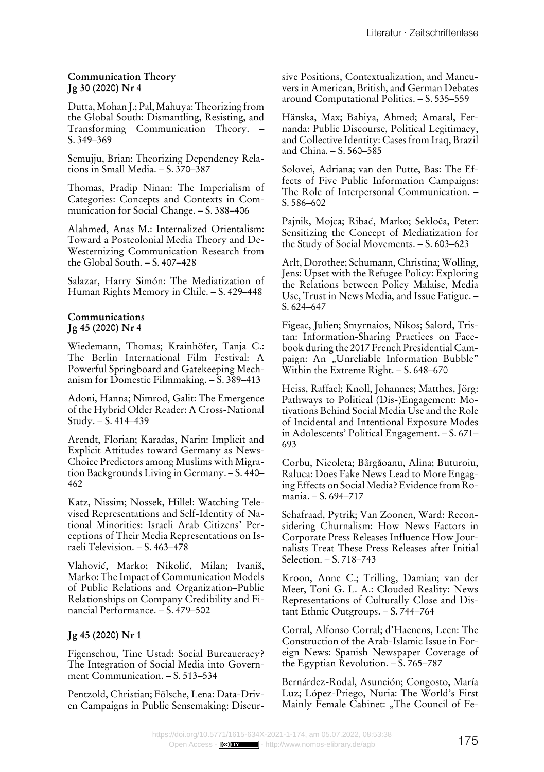**Communication Theory**
**Jg 30 (2020) Nr 4**

Dutta, Mohan J.; Pal, Mahuya: Theorizing from the Global South: Dismantling, Resisting, and Transforming Communication Theory. – S. 349–369

Semujju, Brian: Theorizing Dependency Relations in Small Media. – S. 370–387

Thomas, Pradip Ninan: The Imperialism of Categories: Concepts and Contexts in Communication for Social Change. – S. 388–406

Alahmed, Anas M.: Internalized Orientalism: Toward a Postcolonial Media Theory and De-Westernizing Communication Research from the Global South. – S. 407–428

Salazar, Harry Simón: The Mediatization of Human Rights Memory in Chile. – S. 429–448

**Communications**
**Jg 45 (2020) Nr 4**

Wiedemann, Thomas; Krainhöfer, Tanja C.: The Berlin International Film Festival: A Powerful Springboard and Gatekeeping Mechanism for Domestic Filmmaking. – S. 389–413

Adoni, Hanna; Nimrod, Galit: The Emergence of the Hybrid Older Reader: A Cross-National Study. – S. 414–439

Arendt, Florian; Karadas, Narin: Implicit and Explicit Attitudes toward Germany as News-Choice Predictors among Muslims with Migration Backgrounds Living in Germany. – S. 440–462

Katz, Nissim; Nossek, Hillel: Watching Televised Representations and Self-Identity of National Minorities: Israeli Arab Citizens' Perceptions of Their Media Representations on Israeli Television. – S. 463–478

Vlahović, Marko; Nikolić, Milan; Ivaniš, Marko: The Impact of Communication Models of Public Relations and Organization–Public Relationships on Company Credibility and Financial Performance. – S. 479–502

**Jg 45 (2020) Nr 1**

Figenschou, Tine Ustad: Social Bureaucracy? The Integration of Social Media into Government Communication. – S. 513–534

Pentzold, Christian; Fölsche, Lena: Data-Driven Campaigns in Public Sensemaking: Discursive Positions, Contextualization, and Maneuvers in American, British, and German Debates around Computational Politics. – S. 535–559

Hänska, Max; Bahiya, Ahmed; Amaral, Fernanda: Public Discourse, Political Legitimacy, and Collective Identity: Cases from Iraq, Brazil and China. – S. 560–585

Solovei, Adriana; van den Putte, Bas: The Effects of Five Public Information Campaigns: The Role of Interpersonal Communication. – S. 586–602

Pajnik, Mojca; Ribać, Marko; Sekloča, Peter: Sensitizing the Concept of Mediatization for the Study of Social Movements. – S. 603–623

Arlt, Dorothee; Schumann, Christina; Wolling, Jens: Upset with the Refugee Policy: Exploring the Relations between Policy Malaise, Media Use, Trust in News Media, and Issue Fatigue. – S. 624–647

Figeac, Julien; Smyrnaios, Nikos; Salord, Tristan: Information-Sharing Practices on Facebook during the 2017 French Presidential Campaign: An „Unreliable Information Bubble" Within the Extreme Right. – S. 648–670

Heiss, Raffael; Knoll, Johannes; Matthes, Jörg: Pathways to Political (Dis-)Engagement: Motivations Behind Social Media Use and the Role of Incidental and Intentional Exposure Modes in Adolescents' Political Engagement. – S. 671–693

Corbu, Nicoleta; Bârgăoanu, Alina; Buturoiu, Raluca: Does Fake News Lead to More Engaging Effects on Social Media? Evidence from Romania. – S. 694–717

Schafraad, Pytrik; Van Zoonen, Ward: Reconsidering Churnalism: How News Factors in Corporate Press Releases Influence How Journalists Treat These Press Releases after Initial Selection. – S. 718–743

Kroon, Anne C.; Trilling, Damian; van der Meer, Toni G. L. A.: Clouded Reality: News Representations of Culturally Close and Distant Ethnic Outgroups. – S. 744–764

Corral, Alfonso Corral; d'Haenens, Leen: The Construction of the Arab-Islamic Issue in Foreign News: Spanish Newspaper Coverage of the Egyptian Revolution. – S. 765–787

Bernárdez-Rodal, Asunción; Congosto, María Luz; López-Priego, Nuria: The World's First Mainly Female Cabinet: „The Council of Fe-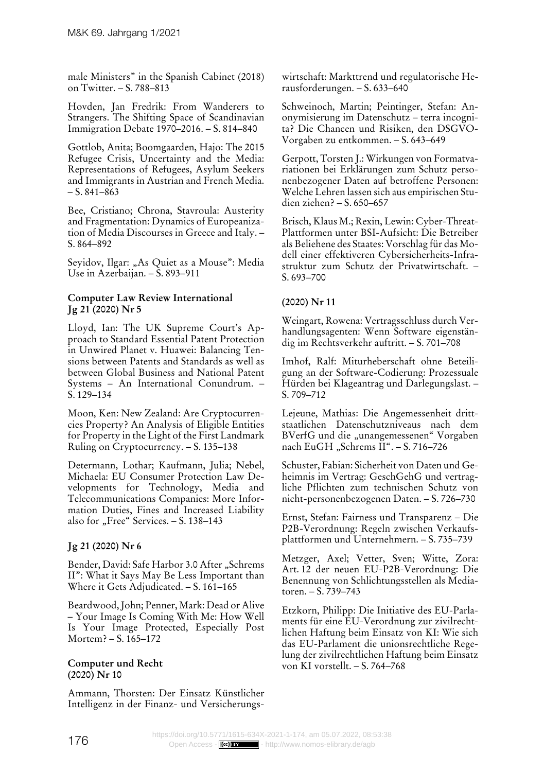male Ministers" in the Spanish Cabinet (2018) on Twitter. – S. 788–813

Hovden, Jan Fredrik: From Wanderers to Strangers. The Shifting Space of Scandinavian Immigration Debate 1970–2016. – S. 814–840

Gottlob, Anita; Boomgaarden, Hajo: The 2015 Refugee Crisis, Uncertainty and the Media: Representations of Refugees, Asylum Seekers and Immigrants in Austrian and French Media. – S. 841–863

Bee, Cristiano; Chrona, Stavroula: Austerity and Fragmentation: Dynamics of Europeanization of Media Discourses in Greece and Italy. – S. 864–892

Seyidov, Ilgar: „As Quiet as a Mouse": Media Use in Azerbaijan. – S. 893–911

**Computer Law Review International**
**Jg 21 (2020) Nr 5**

Lloyd, Ian: The UK Supreme Court's Approach to Standard Essential Patent Protection in Unwired Planet v. Huawei: Balancing Tensions between Patents and Standards as well as between Global Business and National Patent Systems – An International Conundrum. – S. 129–134

Moon, Ken: New Zealand: Are Cryptocurrencies Property? An Analysis of Eligible Entities for Property in the Light of the First Landmark Ruling on Cryptocurrency. – S. 135–138

Determann, Lothar; Kaufmann, Julia; Nebel, Michaela: EU Consumer Protection Law Developments for Technology, Media and Telecommunications Companies: More Information Duties, Fines and Increased Liability also for „Free" Services. – S. 138–143

**Jg 21 (2020) Nr 6**

Bender, David: Safe Harbor 3.0 After „Schrems II": What it Says May Be Less Important than Where it Gets Adjudicated. – S. 161–165

Beardwood, John; Penner, Mark: Dead or Alive – Your Image Is Coming With Me: How Well Is Your Image Protected, Especially Post Mortem? – S. 165–172

**Computer und Recht**
**(2020) Nr 10**

Ammann, Thorsten: Der Einsatz Künstlicher Intelligenz in der Finanz- und Versicherungswirtschaft: Markttrend und regulatorische Herausforderungen. – S. 633–640

Schweinoch, Martin; Peintinger, Stefan: Anonymisierung im Datenschutz – terra incognita? Die Chancen und Risiken, den DSGVO-Vorgaben zu entkommen. – S. 643–649

Gerpott, Torsten J.: Wirkungen von Formatvariationen bei Erklärungen zum Schutz personenbezogener Daten auf betroffene Personen: Welche Lehren lassen sich aus empirischen Studien ziehen? – S. 650–657

Brisch, Klaus M.; Rexin, Lewin: Cyber-Threat-Plattformen unter BSI-Aufsicht: Die Betreiber als Beliehene des Staates: Vorschlag für das Modell einer effektiveren Cybersicherheits-Infrastruktur zum Schutz der Privatwirtschaft. – S. 693–700

**(2020) Nr 11**

Weingart, Rowena: Vertragsschluss durch Verhandlungsagenten: Wenn Software eigenständig im Rechtsverkehr auftritt. – S. 701–708

Imhof, Ralf: Miturheberschaft ohne Beteiligung an der Software-Codierung: Prozessuale Hürden bei Klageantrag und Darlegungslast. – S. 709–712

Lejeune, Mathias: Die Angemessenheit drittstaatlichen Datenschutzniveaus nach dem BVerfG und die „unangemessenen" Vorgaben nach EuGH „Schrems II". – S. 716–726

Schuster, Fabian: Sicherheit von Daten und Geheimnis im Vertrag: GeschGehG und vertragliche Pflichten zum technischen Schutz von nicht-personenbezogenen Daten. – S. 726–730

Ernst, Stefan: Fairness und Transparenz – Die P2B-Verordnung: Regeln zwischen Verkaufsplattformen und Unternehmern. – S. 735–739

Metzger, Axel; Vetter, Sven; Witte, Zora: Art. 12 der neuen EU-P2B-Verordnung: Die Benennung von Schlichtungsstellen als Mediatoren. – S. 739–743

Etzkorn, Philipp: Die Initiative des EU-Parlaments für eine EU-Verordnung zur zivilrechtlichen Haftung beim Einsatz von KI: Wie sich das EU-Parlament die unionsrechtliche Regelung der zivilrechtlichen Haftung beim Einsatz von KI vorstellt. – S. 764–768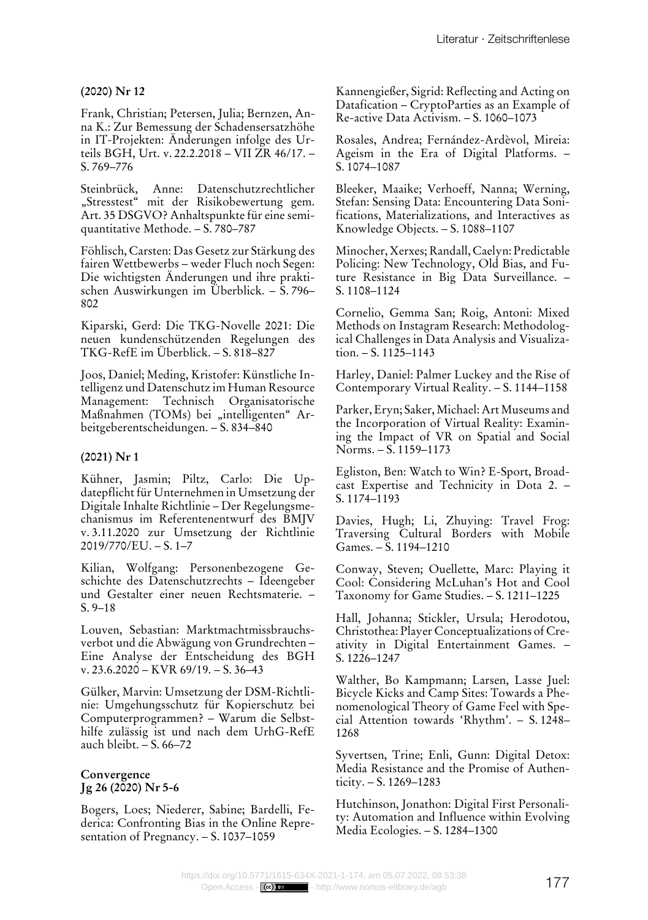**(2020) Nr 12**

Frank, Christian; Petersen, Julia; Bernzen, Anna K.: Zur Bemessung der Schadensersatzhöhe in IT-Projekten: Änderungen infolge des Urteils BGH, Urt. v. 22.2.2018 – VII ZR 46/17. – S. 769–776

Steinbrück, Anne: Datenschutzrechtlicher „Stresstest" mit der Risikobewertung gem. Art. 35 DSGVO? Anhaltspunkte für eine semi-quantitative Methode. – S. 780–787

Föhlisch, Carsten: Das Gesetz zur Stärkung des fairen Wettbewerbs – weder Fluch noch Segen: Die wichtigsten Änderungen und ihre praktischen Auswirkungen im Überblick. – S. 796–802

Kiparski, Gerd: Die TKG-Novelle 2021: Die neuen kundenschützenden Regelungen des TKG-RefE im Überblick. – S. 818–827

Joos, Daniel; Meding, Kristofer: Künstliche Intelligenz und Datenschutz im Human Resource Management: Technisch Organisatorische Maßnahmen (TOMs) bei „intelligenten" Arbeitgeberentscheidungen. – S. 834–840

**(2021) Nr 1**

Kühner, Jasmin; Piltz, Carlo: Die Updatepflicht für Unternehmen in Umsetzung der Digitale Inhalte Richtlinie – Der Regelungsmechanismus im Referentenentwurf des BMJV v. 3.11.2020 zur Umsetzung der Richtlinie 2019/770/EU. – S. 1–7

Kilian, Wolfgang: Personenbezogene Geschichte des Datenschutzrechts – Ideengeber und Gestalter einer neuen Rechtsmaterie. – S. 9–18

Louven, Sebastian: Marktmachtmissbrauchsverbot und die Abwägung von Grundrechten – Eine Analyse der Entscheidung des BGH v. 23.6.2020 – KVR 69/19. – S. 36–43

Gülker, Marvin: Umsetzung der DSM-Richtlinie: Umgehungsschutz für Kopierschutz bei Computerprogrammen? – Warum die Selbsthilfe zulässig ist und nach dem UrhG-RefE auch bleibt. – S. 66–72

**Convergence**
**Jg 26 (2020) Nr 5-6**

Bogers, Loes; Niederer, Sabine; Bardelli, Federica: Confronting Bias in the Online Representation of Pregnancy. – S. 1037–1059

Kannengießer, Sigrid: Reflecting and Acting on Datafication – CryptoParties as an Example of Re-active Data Activism. – S. 1060–1073

Rosales, Andrea; Fernández-Ardèvol, Mireia: Ageism in the Era of Digital Platforms. – S. 1074–1087

Bleeker, Maaike; Verhoeff, Nanna; Werning, Stefan: Sensing Data: Encountering Data Sonifications, Materializations, and Interactives as Knowledge Objects. – S. 1088–1107

Minocher, Xerxes; Randall, Caelyn: Predictable Policing: New Technology, Old Bias, and Future Resistance in Big Data Surveillance. – S. 1108–1124

Cornelio, Gemma San; Roig, Antoni: Mixed Methods on Instagram Research: Methodological Challenges in Data Analysis and Visualization. – S. 1125–1143

Harley, Daniel: Palmer Luckey and the Rise of Contemporary Virtual Reality. – S. 1144–1158

Parker, Eryn; Saker, Michael: Art Museums and the Incorporation of Virtual Reality: Examining the Impact of VR on Spatial and Social Norms. – S. 1159–1173

Egliston, Ben: Watch to Win? E-Sport, Broadcast Expertise and Technicity in Dota 2. – S. 1174–1193

Davies, Hugh; Li, Zhuying: Travel Frog: Traversing Cultural Borders with Mobile Games. – S. 1194–1210

Conway, Steven; Ouellette, Marc: Playing it Cool: Considering McLuhan's Hot and Cool Taxonomy for Game Studies. – S. 1211–1225

Hall, Johanna; Stickler, Ursula; Herodotou, Christothea: Player Conceptualizations of Creativity in Digital Entertainment Games. – S. 1226–1247

Walther, Bo Kampmann; Larsen, Lasse Juel: Bicycle Kicks and Camp Sites: Towards a Phenomenological Theory of Game Feel with Special Attention towards 'Rhythm'. – S. 1248–1268

Syvertsen, Trine; Enli, Gunn: Digital Detox: Media Resistance and the Promise of Authenticity. – S. 1269–1283

Hutchinson, Jonathon: Digital First Personality: Automation and Influence within Evolving Media Ecologies. – S. 1284–1300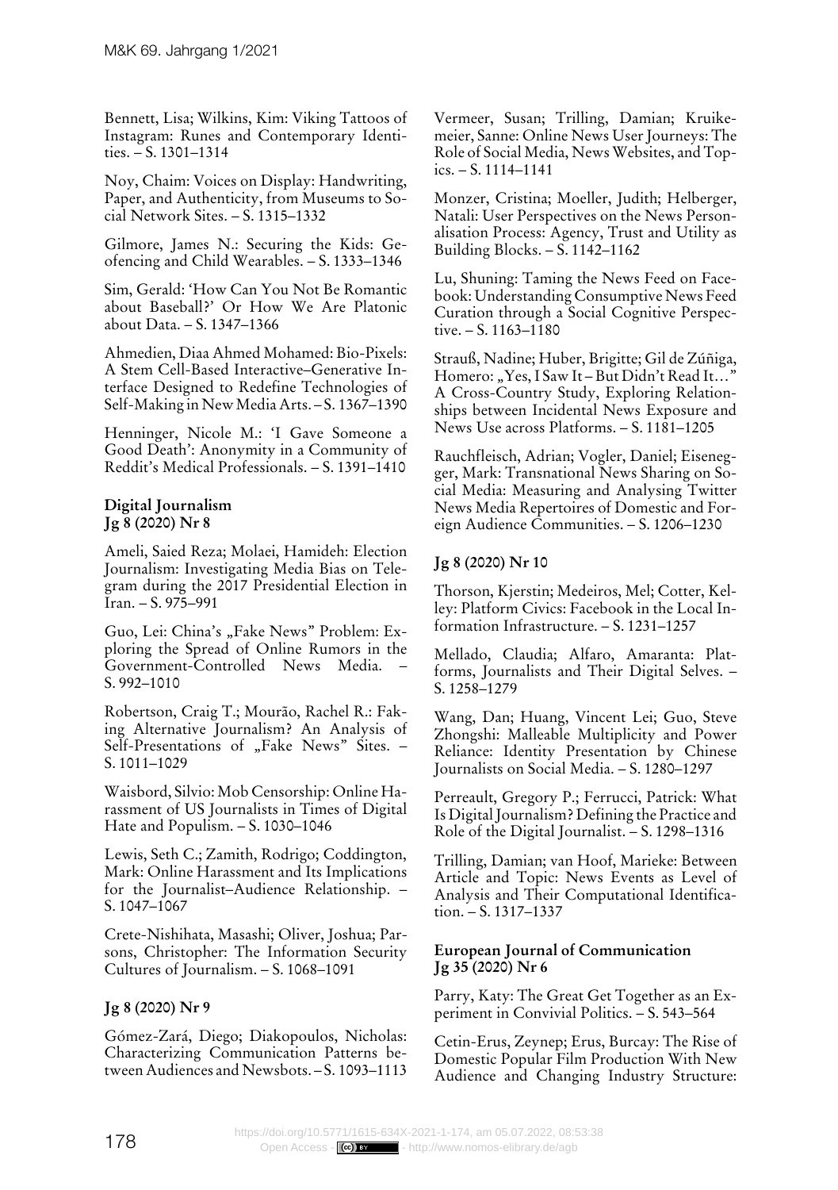Bennett, Lisa; Wilkins, Kim: Viking Tattoos of Instagram: Runes and Contemporary Identities. – S. 1301–1314

Noy, Chaim: Voices on Display: Handwriting, Paper, and Authenticity, from Museums to Social Network Sites. – S. 1315–1332

Gilmore, James N.: Securing the Kids: Geofencing and Child Wearables. – S. 1333–1346

Sim, Gerald: 'How Can You Not Be Romantic about Baseball?' Or How We Are Platonic about Data. – S. 1347–1366

Ahmedien, Diaa Ahmed Mohamed: Bio-Pixels: A Stem Cell-Based Interactive–Generative Interface Designed to Redefine Technologies of Self-Making in New Media Arts. – S. 1367–1390

Henninger, Nicole M.: 'I Gave Someone a Good Death': Anonymity in a Community of Reddit's Medical Professionals. – S. 1391–1410

**Digital Journalism**
**Jg 8 (2020) Nr 8**

Ameli, Saied Reza; Molaei, Hamideh: Election Journalism: Investigating Media Bias on Telegram during the 2017 Presidential Election in Iran. – S. 975–991

Guo, Lei: China's „Fake News" Problem: Exploring the Spread of Online Rumors in the Government-Controlled News Media. – S. 992–1010

Robertson, Craig T.; Mourão, Rachel R.: Faking Alternative Journalism? An Analysis of Self-Presentations of „Fake News" Sites. – S. 1011–1029

Waisbord, Silvio: Mob Censorship: Online Harassment of US Journalists in Times of Digital Hate and Populism. – S. 1030–1046

Lewis, Seth C.; Zamith, Rodrigo; Coddington, Mark: Online Harassment and Its Implications for the Journalist–Audience Relationship. – S. 1047–1067

Crete-Nishihata, Masashi; Oliver, Joshua; Parsons, Christopher: The Information Security Cultures of Journalism. – S. 1068–1091

**Jg 8 (2020) Nr 9**

Gómez-Zará, Diego; Diakopoulos, Nicholas: Characterizing Communication Patterns between Audiences and Newsbots. – S. 1093–1113

Vermeer, Susan; Trilling, Damian; Kruikemeier, Sanne: Online News User Journeys: The Role of Social Media, News Websites, and Topics. – S. 1114–1141

Monzer, Cristina; Moeller, Judith; Helberger, Natali: User Perspectives on the News Personalisation Process: Agency, Trust and Utility as Building Blocks. – S. 1142–1162

Lu, Shuning: Taming the News Feed on Facebook: Understanding Consumptive News Feed Curation through a Social Cognitive Perspective. – S. 1163–1180

Strauß, Nadine; Huber, Brigitte; Gil de Zúñiga, Homero: „Yes, I Saw It – But Didn't Read It…" A Cross-Country Study, Exploring Relationships between Incidental News Exposure and News Use across Platforms. – S. 1181–1205

Rauchfleisch, Adrian; Vogler, Daniel; Eisenegger, Mark: Transnational News Sharing on Social Media: Measuring and Analysing Twitter News Media Repertoires of Domestic and Foreign Audience Communities. – S. 1206–1230

**Jg 8 (2020) Nr 10**

Thorson, Kjerstin; Medeiros, Mel; Cotter, Kelley: Platform Civics: Facebook in the Local Information Infrastructure. – S. 1231–1257

Mellado, Claudia; Alfaro, Amaranta: Platforms, Journalists and Their Digital Selves. – S. 1258–1279

Wang, Dan; Huang, Vincent Lei; Guo, Steve Zhongshi: Malleable Multiplicity and Power Reliance: Identity Presentation by Chinese Journalists on Social Media. – S. 1280–1297

Perreault, Gregory P.; Ferrucci, Patrick: What Is Digital Journalism? Defining the Practice and Role of the Digital Journalist. – S. 1298–1316

Trilling, Damian; van Hoof, Marieke: Between Article and Topic: News Events as Level of Analysis and Their Computational Identification. – S. 1317–1337

**European Journal of Communication**
**Jg 35 (2020) Nr 6**

Parry, Katy: The Great Get Together as an Experiment in Convivial Politics. – S. 543–564

Cetin-Erus, Zeynep; Erus, Burcay: The Rise of Domestic Popular Film Production With New Audience and Changing Industry Structure: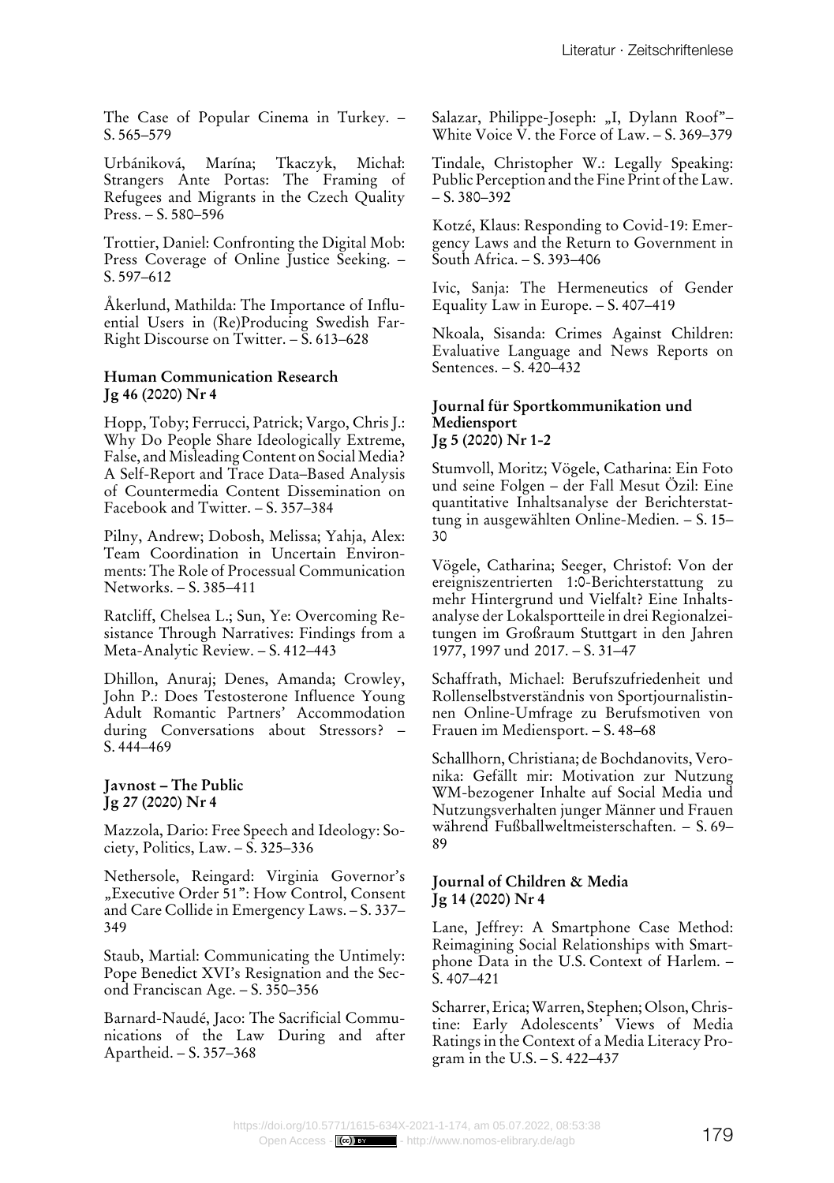The Case of Popular Cinema in Turkey. – S. 565–579

Urbániková, Marína; Tkaczyk, Michał: Strangers Ante Portas: The Framing of Refugees and Migrants in the Czech Quality Press. – S. 580–596

Trottier, Daniel: Confronting the Digital Mob: Press Coverage of Online Justice Seeking. – S. 597–612

Åkerlund, Mathilda: The Importance of Influential Users in (Re)Producing Swedish Far-Right Discourse on Twitter. – S. 613–628

**Human Communication Research Jg 46 (2020) Nr 4**

Hopp, Toby; Ferrucci, Patrick; Vargo, Chris J.: Why Do People Share Ideologically Extreme, False, and Misleading Content on Social Media? A Self-Report and Trace Data–Based Analysis of Countermedia Content Dissemination on Facebook and Twitter. – S. 357–384

Pilny, Andrew; Dobosh, Melissa; Yahja, Alex: Team Coordination in Uncertain Environments: The Role of Processual Communication Networks. – S. 385–411

Ratcliff, Chelsea L.; Sun, Ye: Overcoming Resistance Through Narratives: Findings from a Meta-Analytic Review. – S. 412–443

Dhillon, Anuraj; Denes, Amanda; Crowley, John P.: Does Testosterone Influence Young Adult Romantic Partners' Accommodation during Conversations about Stressors? – S. 444–469

**Javnost – The Public Jg 27 (2020) Nr 4**

Mazzola, Dario: Free Speech and Ideology: Society, Politics, Law. – S. 325–336

Nethersole, Reingard: Virginia Governor's „Executive Order 51": How Control, Consent and Care Collide in Emergency Laws. – S. 337–349

Staub, Martial: Communicating the Untimely: Pope Benedict XVI's Resignation and the Second Franciscan Age. – S. 350–356

Barnard-Naudé, Jaco: The Sacrificial Communications of the Law During and after Apartheid. – S. 357–368

Salazar, Philippe-Joseph: „I, Dylann Roof"– White Voice V. the Force of Law. – S. 369–379

Tindale, Christopher W.: Legally Speaking: Public Perception and the Fine Print of the Law. – S. 380–392

Kotzé, Klaus: Responding to Covid-19: Emergency Laws and the Return to Government in South Africa. – S. 393–406

Ivic, Sanja: The Hermeneutics of Gender Equality Law in Europe. – S. 407–419

Nkoala, Sisanda: Crimes Against Children: Evaluative Language and News Reports on Sentences. – S. 420–432

**Journal für Sportkommunikation und Mediensport Jg 5 (2020) Nr 1-2**

Stumvoll, Moritz; Vögele, Catharina: Ein Foto und seine Folgen – der Fall Mesut Özil: Eine quantitative Inhaltsanalyse der Berichterstattung in ausgewählten Online-Medien. – S. 15–30

Vögele, Catharina; Seeger, Christof: Von der ereigniszentrierten 1:0-Berichterstattung zu mehr Hintergrund und Vielfalt? Eine Inhaltsanalyse der Lokalsportteile in drei Regionalzeitungen im Großraum Stuttgart in den Jahren 1977, 1997 und 2017. – S. 31–47

Schaffrath, Michael: Berufszufriedenheit und Rollenselbstverständnis von Sportjournalistinnen Online-Umfrage zu Berufsmotiven von Frauen im Mediensport. – S. 48–68

Schallhorn, Christiana; de Bochdanovits, Veronika: Gefällt mir: Motivation zur Nutzung WM-bezogener Inhalte auf Social Media und Nutzungsverhalten junger Männer und Frauen während Fußballweltmeisterschaften. – S. 69–89

**Journal of Children & Media Jg 14 (2020) Nr 4**

Lane, Jeffrey: A Smartphone Case Method: Reimagining Social Relationships with Smartphone Data in the U.S. Context of Harlem. – S. 407–421

Scharrer, Erica; Warren, Stephen; Olson, Christine: Early Adolescents' Views of Media Ratings in the Context of a Media Literacy Program in the U.S. – S. 422–437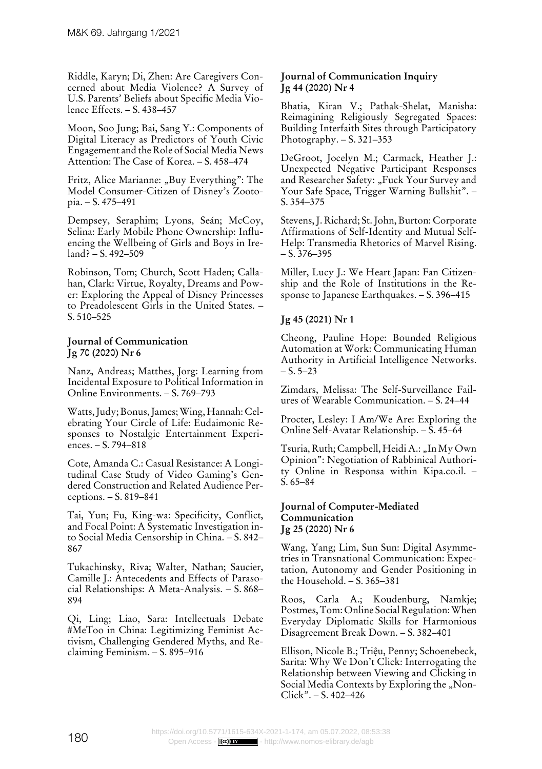Riddle, Karyn; Di, Zhen: Are Caregivers Concerned about Media Violence? A Survey of U.S. Parents' Beliefs about Specific Media Violence Effects. – S. 438–457

Moon, Soo Jung; Bai, Sang Y.: Components of Digital Literacy as Predictors of Youth Civic Engagement and the Role of Social Media News Attention: The Case of Korea. – S. 458–474

Fritz, Alice Marianne: „Buy Everything": The Model Consumer-Citizen of Disney's Zootopia. – S. 475–491

Dempsey, Seraphim; Lyons, Seán; McCoy, Selina: Early Mobile Phone Ownership: Influencing the Wellbeing of Girls and Boys in Ireland? – S. 492–509

Robinson, Tom; Church, Scott Haden; Callahan, Clark: Virtue, Royalty, Dreams and Power: Exploring the Appeal of Disney Princesses to Preadolescent Girls in the United States. – S. 510–525

**Journal of Communication**
**Jg 70 (2020) Nr 6**

Nanz, Andreas; Matthes, Jorg: Learning from Incidental Exposure to Political Information in Online Environments. – S. 769–793

Watts, Judy; Bonus, James; Wing, Hannah: Celebrating Your Circle of Life: Eudaimonic Responses to Nostalgic Entertainment Experiences. – S. 794–818

Cote, Amanda C.: Casual Resistance: A Longitudinal Case Study of Video Gaming's Gendered Construction and Related Audience Perceptions. – S. 819–841

Tai, Yun; Fu, King-wa: Specificity, Conflict, and Focal Point: A Systematic Investigation into Social Media Censorship in China. – S. 842–867

Tukachinsky, Riva; Walter, Nathan; Saucier, Camille J.: Antecedents and Effects of Parasocial Relationships: A Meta-Analysis. – S. 868–894

Qi, Ling; Liao, Sara: Intellectuals Debate #MeToo in China: Legitimizing Feminist Activism, Challenging Gendered Myths, and Reclaiming Feminism. – S. 895–916

**Journal of Communication Inquiry**
**Jg 44 (2020) Nr 4**

Bhatia, Kiran V.; Pathak-Shelat, Manisha: Reimagining Religiously Segregated Spaces: Building Interfaith Sites through Participatory Photography. – S. 321–353

DeGroot, Jocelyn M.; Carmack, Heather J.: Unexpected Negative Participant Responses and Researcher Safety: „Fuck Your Survey and Your Safe Space, Trigger Warning Bullshit". – S. 354–375

Stevens, J. Richard; St. John, Burton: Corporate Affirmations of Self-Identity and Mutual Self-Help: Transmedia Rhetorics of Marvel Rising. – S. 376–395

Miller, Lucy J.: We Heart Japan: Fan Citizenship and the Role of Institutions in the Response to Japanese Earthquakes. – S. 396–415

**Jg 45 (2021) Nr 1**

Cheong, Pauline Hope: Bounded Religious Automation at Work: Communicating Human Authority in Artificial Intelligence Networks. – S. 5–23

Zimdars, Melissa: The Self-Surveillance Failures of Wearable Communication. – S. 24–44

Procter, Lesley: I Am/We Are: Exploring the Online Self-Avatar Relationship. – S. 45–64

Tsuria, Ruth; Campbell, Heidi A.: „In My Own Opinion": Negotiation of Rabbinical Authority Online in Responsa within Kipa.co.il. – S. 65–84

**Journal of Computer-Mediated Communication**
**Jg 25 (2020) Nr 6**

Wang, Yang; Lim, Sun Sun: Digital Asymmetries in Transnational Communication: Expectation, Autonomy and Gender Positioning in the Household. – S. 365–381

Roos, Carla A.; Koudenburg, Namkje; Postmes, Tom: Online Social Regulation: When Everyday Diplomatic Skills for Harmonious Disagreement Break Down. – S. 382–401

Ellison, Nicole B.; Triệu, Penny; Schoenebeck, Sarita: Why We Don't Click: Interrogating the Relationship between Viewing and Clicking in Social Media Contexts by Exploring the „Non-Click". – S. 402–426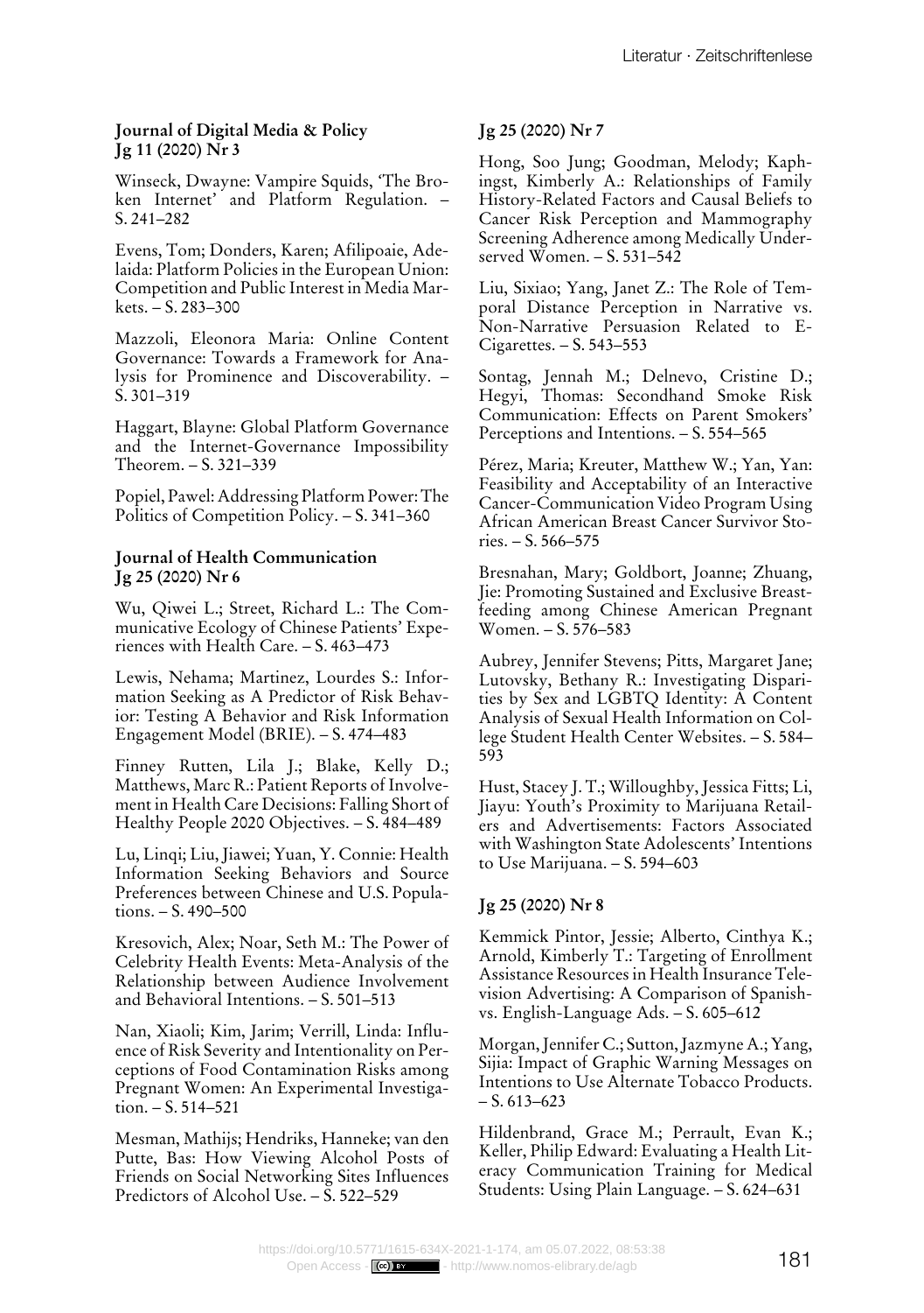**Journal of Digital Media & Policy**
**Jg 11 (2020) Nr 3**

Winseck, Dwayne: Vampire Squids, 'The Broken Internet' and Platform Regulation. – S. 241–282

Evens, Tom; Donders, Karen; Afilipoaie, Adelaida: Platform Policies in the European Union: Competition and Public Interest in Media Markets. – S. 283–300

Mazzoli, Eleonora Maria: Online Content Governance: Towards a Framework for Analysis for Prominence and Discoverability. – S. 301–319

Haggart, Blayne: Global Platform Governance and the Internet-Governance Impossibility Theorem. – S. 321–339

Popiel, Pawel: Addressing Platform Power: The Politics of Competition Policy. – S. 341–360

**Journal of Health Communication**
**Jg 25 (2020) Nr 6**

Wu, Qiwei L.; Street, Richard L.: The Communicative Ecology of Chinese Patients' Experiences with Health Care. – S. 463–473

Lewis, Nehama; Martinez, Lourdes S.: Information Seeking as A Predictor of Risk Behavior: Testing A Behavior and Risk Information Engagement Model (BRIE). – S. 474–483

Finney Rutten, Lila J.; Blake, Kelly D.; Matthews, Marc R.: Patient Reports of Involvement in Health Care Decisions: Falling Short of Healthy People 2020 Objectives. – S. 484–489

Lu, Linqi; Liu, Jiawei; Yuan, Y. Connie: Health Information Seeking Behaviors and Source Preferences between Chinese and U.S. Populations. – S. 490–500

Kresovich, Alex; Noar, Seth M.: The Power of Celebrity Health Events: Meta-Analysis of the Relationship between Audience Involvement and Behavioral Intentions. – S. 501–513

Nan, Xiaoli; Kim, Jarim; Verrill, Linda: Influence of Risk Severity and Intentionality on Perceptions of Food Contamination Risks among Pregnant Women: An Experimental Investigation. – S. 514–521

Mesman, Mathijs; Hendriks, Hanneke; van den Putte, Bas: How Viewing Alcohol Posts of Friends on Social Networking Sites Influences Predictors of Alcohol Use. – S. 522–529

**Jg 25 (2020) Nr 7**

Hong, Soo Jung; Goodman, Melody; Kaphingst, Kimberly A.: Relationships of Family History-Related Factors and Causal Beliefs to Cancer Risk Perception and Mammography Screening Adherence among Medically Underserved Women. – S. 531–542

Liu, Sixiao; Yang, Janet Z.: The Role of Temporal Distance Perception in Narrative vs. Non-Narrative Persuasion Related to E-Cigarettes. – S. 543–553

Sontag, Jennah M.; Delnevo, Cristine D.; Hegyi, Thomas: Secondhand Smoke Risk Communication: Effects on Parent Smokers' Perceptions and Intentions. – S. 554–565

Pérez, Maria; Kreuter, Matthew W.; Yan, Yan: Feasibility and Acceptability of an Interactive Cancer-Communication Video Program Using African American Breast Cancer Survivor Stories. – S. 566–575

Bresnahan, Mary; Goldbort, Joanne; Zhuang, Jie: Promoting Sustained and Exclusive Breastfeeding among Chinese American Pregnant Women. – S. 576–583

Aubrey, Jennifer Stevens; Pitts, Margaret Jane; Lutovsky, Bethany R.: Investigating Disparities by Sex and LGBTQ Identity: A Content Analysis of Sexual Health Information on College Student Health Center Websites. – S. 584–593

Hust, Stacey J. T.; Willoughby, Jessica Fitts; Li, Jiayu: Youth's Proximity to Marijuana Retailers and Advertisements: Factors Associated with Washington State Adolescents' Intentions to Use Marijuana. – S. 594–603

**Jg 25 (2020) Nr 8**

Kemmick Pintor, Jessie; Alberto, Cinthya K.; Arnold, Kimberly T.: Targeting of Enrollment Assistance Resources in Health Insurance Television Advertising: A Comparison of Spanish- vs. English-Language Ads. – S. 605–612

Morgan, Jennifer C.; Sutton, Jazmyne A.; Yang, Sijia: Impact of Graphic Warning Messages on Intentions to Use Alternate Tobacco Products. – S. 613–623

Hildenbrand, Grace M.; Perrault, Evan K.; Keller, Philip Edward: Evaluating a Health Literacy Communication Training for Medical Students: Using Plain Language. – S. 624–631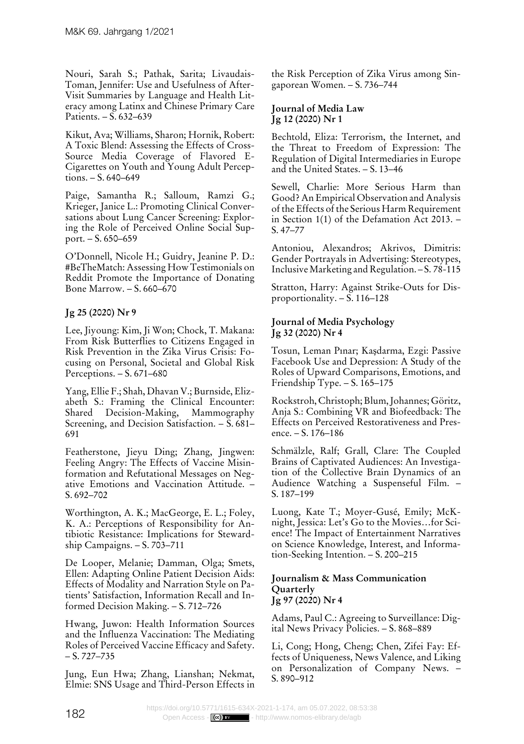Nouri, Sarah S.; Pathak, Sarita; Livaudais-Toman, Jennifer: Use and Usefulness of After-Visit Summaries by Language and Health Literacy among Latinx and Chinese Primary Care Patients. – S. 632–639

Kikut, Ava; Williams, Sharon; Hornik, Robert: A Toxic Blend: Assessing the Effects of Cross-Source Media Coverage of Flavored E-Cigarettes on Youth and Young Adult Perceptions. – S. 640–649

Paige, Samantha R.; Salloum, Ramzi G.; Krieger, Janice L.: Promoting Clinical Conversations about Lung Cancer Screening: Exploring the Role of Perceived Online Social Support. – S. 650–659

O'Donnell, Nicole H.; Guidry, Jeanine P. D.: #BeTheMatch: Assessing How Testimonials on Reddit Promote the Importance of Donating Bone Marrow. – S. 660–670

**Jg 25 (2020) Nr 9**

Lee, Jiyoung: Kim, Ji Won; Chock, T. Makana: From Risk Butterflies to Citizens Engaged in Risk Prevention in the Zika Virus Crisis: Focusing on Personal, Societal and Global Risk Perceptions. – S. 671–680

Yang, Ellie F.; Shah, Dhavan V.; Burnside, Elizabeth S.: Framing the Clinical Encounter: Shared Decision-Making, Mammography Screening, and Decision Satisfaction. – S. 681–691

Featherstone, Jieyu Ding; Zhang, Jingwen: Feeling Angry: The Effects of Vaccine Misinformation and Refutational Messages on Negative Emotions and Vaccination Attitude. – S. 692–702

Worthington, A. K.; MacGeorge, E. L.; Foley, K. A.: Perceptions of Responsibility for Antibiotic Resistance: Implications for Stewardship Campaigns. – S. 703–711

De Looper, Melanie; Damman, Olga; Smets, Ellen: Adapting Online Patient Decision Aids: Effects of Modality and Narration Style on Patients' Satisfaction, Information Recall and Informed Decision Making. – S. 712–726

Hwang, Juwon: Health Information Sources and the Influenza Vaccination: The Mediating Roles of Perceived Vaccine Efficacy and Safety. – S. 727–735

Jung, Eun Hwa; Zhang, Lianshan; Nekmat, Elmie: SNS Usage and Third-Person Effects in the Risk Perception of Zika Virus among Singaporean Women. – S. 736–744

**Journal of Media Law**
**Jg 12 (2020) Nr 1**

Bechtold, Eliza: Terrorism, the Internet, and the Threat to Freedom of Expression: The Regulation of Digital Intermediaries in Europe and the United States. – S. 13–46

Sewell, Charlie: More Serious Harm than Good? An Empirical Observation and Analysis of the Effects of the Serious Harm Requirement in Section 1(1) of the Defamation Act 2013. – S. 47–77

Antoniou, Alexandros; Akrivos, Dimitris: Gender Portrayals in Advertising: Stereotypes, Inclusive Marketing and Regulation. – S. 78-115

Stratton, Harry: Against Strike-Outs for Disproportionality. – S. 116–128

**Journal of Media Psychology**
**Jg 32 (2020) Nr 4**

Tosun, Leman Pınar; Kaşdarma, Ezgi: Passive Facebook Use and Depression: A Study of the Roles of Upward Comparisons, Emotions, and Friendship Type. – S. 165–175

Rockstroh, Christoph; Blum, Johannes; Göritz, Anja S.: Combining VR and Biofeedback: The Effects on Perceived Restorativeness and Presence. – S. 176–186

Schmälzle, Ralf; Grall, Clare: The Coupled Brains of Captivated Audiences: An Investigation of the Collective Brain Dynamics of an Audience Watching a Suspenseful Film. – S. 187–199

Luong, Kate T.; Moyer-Gusé, Emily; McKnight, Jessica: Let's Go to the Movies…for Science! The Impact of Entertainment Narratives on Science Knowledge, Interest, and Information-Seeking Intention. – S. 200–215

**Journalism & Mass Communication Quarterly**
**Jg 97 (2020) Nr 4**

Adams, Paul C.: Agreeing to Surveillance: Digital News Privacy Policies. – S. 868–889

Li, Cong; Hong, Cheng; Chen, Zifei Fay: Effects of Uniqueness, News Valence, and Liking on Personalization of Company News. – S. 890–912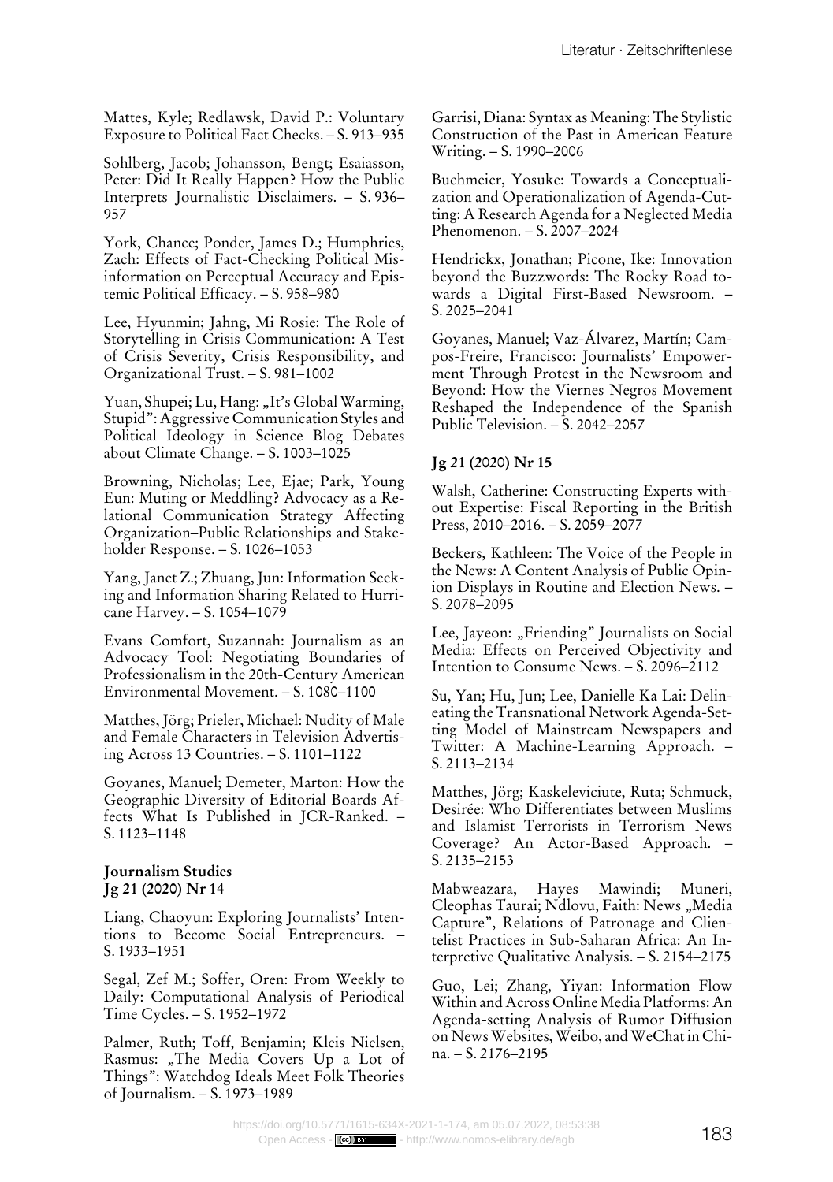Mattes, Kyle; Redlawsk, David P.: Voluntary Exposure to Political Fact Checks. – S. 913–935

Sohlberg, Jacob; Johansson, Bengt; Esaiasson, Peter: Did It Really Happen? How the Public Interprets Journalistic Disclaimers. – S. 936–957

York, Chance; Ponder, James D.; Humphries, Zach: Effects of Fact-Checking Political Misinformation on Perceptual Accuracy and Epistemic Political Efficacy. – S. 958–980

Lee, Hyunmin; Jahng, Mi Rosie: The Role of Storytelling in Crisis Communication: A Test of Crisis Severity, Crisis Responsibility, and Organizational Trust. – S. 981–1002

Yuan, Shupei; Lu, Hang: „It's Global Warming, Stupid": Aggressive Communication Styles and Political Ideology in Science Blog Debates about Climate Change. – S. 1003–1025

Browning, Nicholas; Lee, Ejae; Park, Young Eun: Muting or Meddling? Advocacy as a Relational Communication Strategy Affecting Organization–Public Relationships and Stakeholder Response. – S. 1026–1053

Yang, Janet Z.; Zhuang, Jun: Information Seeking and Information Sharing Related to Hurricane Harvey. – S. 1054–1079

Evans Comfort, Suzannah: Journalism as an Advocacy Tool: Negotiating Boundaries of Professionalism in the 20th-Century American Environmental Movement. – S. 1080–1100

Matthes, Jörg; Prieler, Michael: Nudity of Male and Female Characters in Television Advertising Across 13 Countries. – S. 1101–1122

Goyanes, Manuel; Demeter, Marton: How the Geographic Diversity of Editorial Boards Affects What Is Published in JCR-Ranked. – S. 1123–1148

**Journalism Studies**
**Jg 21 (2020) Nr 14**

Liang, Chaoyun: Exploring Journalists' Intentions to Become Social Entrepreneurs. – S. 1933–1951

Segal, Zef M.; Soffer, Oren: From Weekly to Daily: Computational Analysis of Periodical Time Cycles. – S. 1952–1972

Palmer, Ruth; Toff, Benjamin; Kleis Nielsen, Rasmus: „The Media Covers Up a Lot of Things": Watchdog Ideals Meet Folk Theories of Journalism. – S. 1973–1989

Garrisi, Diana: Syntax as Meaning: The Stylistic Construction of the Past in American Feature Writing. – S. 1990–2006

Buchmeier, Yosuke: Towards a Conceptualization and Operationalization of Agenda-Cutting: A Research Agenda for a Neglected Media Phenomenon. – S. 2007–2024

Hendrickx, Jonathan; Picone, Ike: Innovation beyond the Buzzwords: The Rocky Road towards a Digital First-Based Newsroom. – S. 2025–2041

Goyanes, Manuel; Vaz-Álvarez, Martín; Campos-Freire, Francisco: Journalists' Empowerment Through Protest in the Newsroom and Beyond: How the Viernes Negros Movement Reshaped the Independence of the Spanish Public Television. – S. 2042–2057

**Jg 21 (2020) Nr 15**

Walsh, Catherine: Constructing Experts without Expertise: Fiscal Reporting in the British Press, 2010–2016. – S. 2059–2077

Beckers, Kathleen: The Voice of the People in the News: A Content Analysis of Public Opinion Displays in Routine and Election News. – S. 2078–2095

Lee, Jayeon: „Friending" Journalists on Social Media: Effects on Perceived Objectivity and Intention to Consume News. – S. 2096–2112

Su, Yan; Hu, Jun; Lee, Danielle Ka Lai: Delineating the Transnational Network Agenda-Setting Model of Mainstream Newspapers and Twitter: A Machine-Learning Approach. – S. 2113–2134

Matthes, Jörg; Kaskeleviciute, Ruta; Schmuck, Desirée: Who Differentiates between Muslims and Islamist Terrorists in Terrorism News Coverage? An Actor-Based Approach. – S. 2135–2153

Mabweazara, Hayes Mawindi; Muneri, Cleophas Taurai; Ndlovu, Faith: News „Media Capture", Relations of Patronage and Clientelist Practices in Sub-Saharan Africa: An Interpretive Qualitative Analysis. – S. 2154–2175

Guo, Lei; Zhang, Yiyan: Information Flow Within and Across Online Media Platforms: An Agenda-setting Analysis of Rumor Diffusion on News Websites, Weibo, and WeChat in China. – S. 2176–2195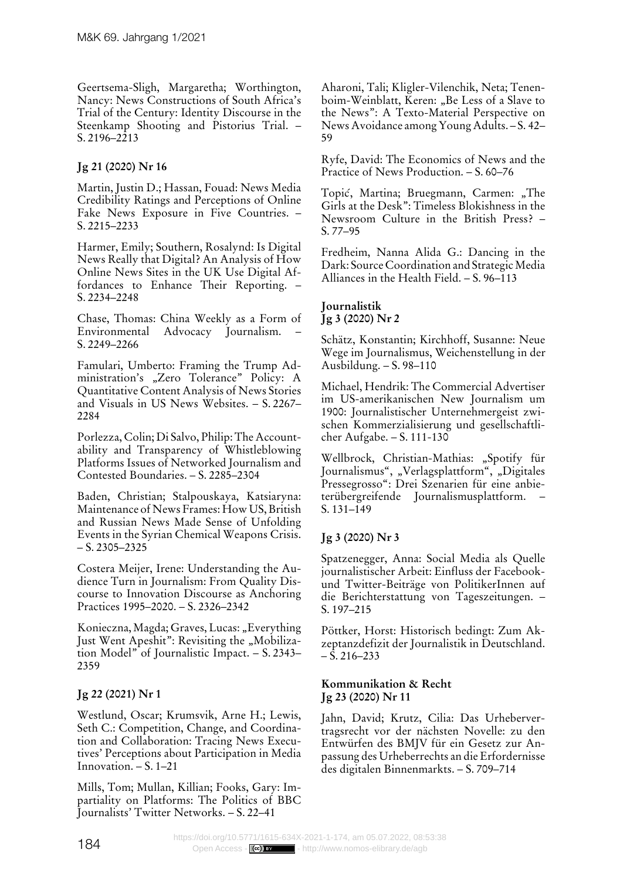Geertsema-Sligh, Margaretha; Worthington, Nancy: News Constructions of South Africa's Trial of the Century: Identity Discourse in the Steenkamp Shooting and Pistorius Trial. – S. 2196–2213

**Jg 21 (2020) Nr 16**

Martin, Justin D.; Hassan, Fouad: News Media Credibility Ratings and Perceptions of Online Fake News Exposure in Five Countries. – S. 2215–2233

Harmer, Emily; Southern, Rosalynd: Is Digital News Really that Digital? An Analysis of How Online News Sites in the UK Use Digital Affordances to Enhance Their Reporting. – S. 2234–2248

Chase, Thomas: China Weekly as a Form of Environmental Advocacy Journalism. – S. 2249–2266

Famulari, Umberto: Framing the Trump Administration's „Zero Tolerance" Policy: A Quantitative Content Analysis of News Stories and Visuals in US News Websites. – S. 2267–2284

Porlezza, Colin; Di Salvo, Philip: The Accountability and Transparency of Whistleblowing Platforms Issues of Networked Journalism and Contested Boundaries. – S. 2285–2304

Baden, Christian; Stalpouskaya, Katsiaryna: Maintenance of News Frames: How US, British and Russian News Made Sense of Unfolding Events in the Syrian Chemical Weapons Crisis. – S. 2305–2325

Costera Meijer, Irene: Understanding the Audience Turn in Journalism: From Quality Discourse to Innovation Discourse as Anchoring Practices 1995–2020. – S. 2326–2342

Konieczna, Magda; Graves, Lucas: „Everything Just Went Apeshit": Revisiting the „Mobilization Model" of Journalistic Impact. – S. 2343–2359

**Jg 22 (2021) Nr 1**

Westlund, Oscar; Krumsvik, Arne H.; Lewis, Seth C.: Competition, Change, and Coordination and Collaboration: Tracing News Executives' Perceptions about Participation in Media Innovation. – S. 1–21

Mills, Tom; Mullan, Killian; Fooks, Gary: Impartiality on Platforms: The Politics of BBC Journalists' Twitter Networks. – S. 22–41

Aharoni, Tali; Kligler-Vilenchik, Neta; Tenenboim-Weinblatt, Keren: „Be Less of a Slave to the News": A Texto-Material Perspective on News Avoidance among Young Adults. – S. 42–59

Ryfe, David: The Economics of News and the Practice of News Production. – S. 60–76

Topić, Martina; Bruegmann, Carmen: „The Girls at the Desk": Timeless Blokishness in the Newsroom Culture in the British Press? – S. 77–95

Fredheim, Nanna Alida G.: Dancing in the Dark: Source Coordination and Strategic Media Alliances in the Health Field. – S. 96–113

**Journalistik**
**Jg 3 (2020) Nr 2**

Schätz, Konstantin; Kirchhoff, Susanne: Neue Wege im Journalismus, Weichenstellung in der Ausbildung. – S. 98–110

Michael, Hendrik: The Commercial Advertiser im US-amerikanischen New Journalism um 1900: Journalistischer Unternehmergeist zwischen Kommerzialisierung und gesellschaftlicher Aufgabe. – S. 111-130

Wellbrock, Christian-Mathias: „Spotify für Journalismus", „Verlagsplattform", „Digitales Pressegrosso": Drei Szenarien für eine anbieterübergreifende Journalismusplattform. – S. 131–149

**Jg 3 (2020) Nr 3**

Spatzenegger, Anna: Social Media als Quelle journalistischer Arbeit: Einfluss der Facebook- und Twitter-Beiträge von PolitikerInnen auf die Berichterstattung von Tageszeitungen. – S. 197–215

Pöttker, Horst: Historisch bedingt: Zum Akzeptanzdefizit der Journalistik in Deutschland. – S. 216–233

**Kommunikation & Recht**
**Jg 23 (2020) Nr 11**

Jahn, David; Krutz, Cilia: Das Urhebervertragsrecht vor der nächsten Novelle: zu den Entwürfen des BMJV für ein Gesetz zur Anpassung des Urheberrechts an die Erfordernisse des digitalen Binnenmarkts. – S. 709–714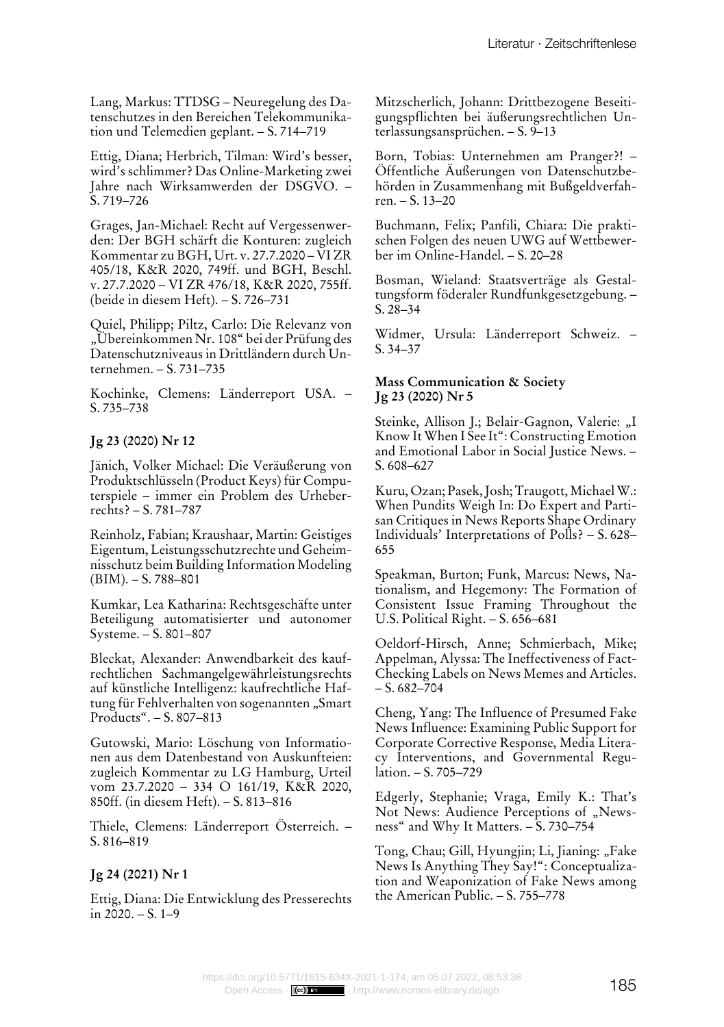Lang, Markus: TTDSG – Neuregelung des Datenschutzes in den Bereichen Telekommunikation und Telemedien geplant. – S. 714–719

Ettig, Diana; Herbrich, Tilman: Wird's besser, wird's schlimmer? Das Online-Marketing zwei Jahre nach Wirksamwerden der DSGVO. – S. 719–726

Grages, Jan-Michael: Recht auf Vergessenwerden: Der BGH schärft die Konturen: zugleich Kommentar zu BGH, Urt. v. 27.7.2020 – VI ZR 405/18, K&R 2020, 749ff. und BGH, Beschl. v. 27.7.2020 – VI ZR 476/18, K&R 2020, 755ff. (beide in diesem Heft). – S. 726–731

Quiel, Philipp; Piltz, Carlo: Die Relevanz von „Übereinkommen Nr. 108" bei der Prüfung des Datenschutzniveaus in Drittländern durch Unternehmen. – S. 731–735

Kochinke, Clemens: Länderreport USA. – S. 735–738

**Jg 23 (2020) Nr 12**

Jänich, Volker Michael: Die Veräußerung von Produktschlüsseln (Product Keys) für Computerspiele – immer ein Problem des Urheberrechts? – S. 781–787

Reinholz, Fabian; Kraushaar, Martin: Geistiges Eigentum, Leistungsschutzrechte und Geheimnisschutz beim Building Information Modeling (BIM). – S. 788–801

Kumkar, Lea Katharina: Rechtsgeschäfte unter Beteiligung automatisierter und autonomer Systeme. – S. 801–807

Bleckat, Alexander: Anwendbarkeit des kaufrechtlichen Sachmangelgewährleistungsrechts auf künstliche Intelligenz: kaufrechtliche Haftung für Fehlverhalten von sogenannten „Smart Products". – S. 807–813

Gutowski, Mario: Löschung von Informationen aus dem Datenbestand von Auskunfteien: zugleich Kommentar zu LG Hamburg, Urteil vom 23.7.2020 – 334 O 161/19, K&R 2020, 850ff. (in diesem Heft). – S. 813–816

Thiele, Clemens: Länderreport Österreich. – S. 816–819

**Jg 24 (2021) Nr 1**

Ettig, Diana: Die Entwicklung des Presserechts in 2020. – S. 1–9

Mitzscherlich, Johann: Drittbezogene Beseitigungspflichten bei äußerungsrechtlichen Unterlassungsansprüchen. – S. 9–13

Born, Tobias: Unternehmen am Pranger?! – Öffentliche Äußerungen von Datenschutzbehörden in Zusammenhang mit Bußgeldverfahren. – S. 13–20

Buchmann, Felix; Panfili, Chiara: Die praktischen Folgen des neuen UWG auf Wettbewerber im Online-Handel. – S. 20–28

Bosman, Wieland: Staatsverträge als Gestaltungsform föderaler Rundfunkgesetzgebung. – S. 28–34

Widmer, Ursula: Länderreport Schweiz. – S. 34–37

**Mass Communication & Society**
**Jg 23 (2020) Nr 5**

Steinke, Allison J.; Belair-Gagnon, Valerie: „I Know It When I See It": Constructing Emotion and Emotional Labor in Social Justice News. – S. 608–627

Kuru, Ozan; Pasek, Josh; Traugott, Michael W.: When Pundits Weigh In: Do Expert and Partisan Critiques in News Reports Shape Ordinary Individuals' Interpretations of Polls? – S. 628–655

Speakman, Burton; Funk, Marcus: News, Nationalism, and Hegemony: The Formation of Consistent Issue Framing Throughout the U.S. Political Right. – S. 656–681

Oeldorf-Hirsch, Anne; Schmierbach, Mike; Appelman, Alyssa: The Ineffectiveness of Fact-Checking Labels on News Memes and Articles. – S. 682–704

Cheng, Yang: The Influence of Presumed Fake News Influence: Examining Public Support for Corporate Corrective Response, Media Literacy Interventions, and Governmental Regulation. – S. 705–729

Edgerly, Stephanie; Vraga, Emily K.: That's Not News: Audience Perceptions of „Newsness" and Why It Matters. – S. 730–754

Tong, Chau; Gill, Hyungjin; Li, Jianing: „Fake News Is Anything They Say!": Conceptualization and Weaponization of Fake News among the American Public. – S. 755–778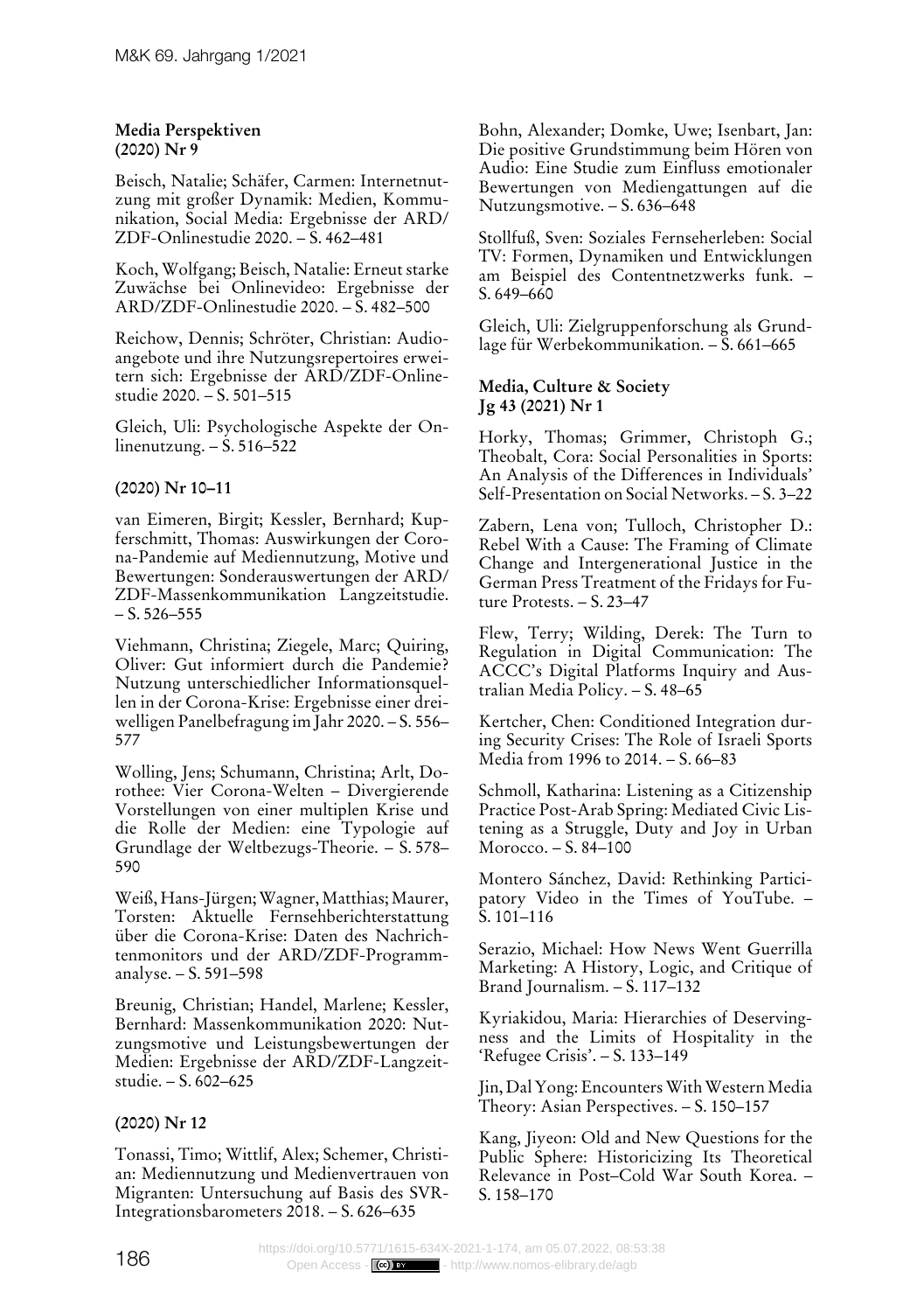**Media Perspektiven**
**(2020) Nr 9**

Beisch, Natalie; Schäfer, Carmen: Internetnutzung mit großer Dynamik: Medien, Kommunikation, Social Media: Ergebnisse der ARD/ZDF-Onlinestudie 2020. – S. 462–481

Koch, Wolfgang; Beisch, Natalie: Erneut starke Zuwächse bei Onlinevideo: Ergebnisse der ARD/ZDF-Onlinestudie 2020. – S. 482–500

Reichow, Dennis; Schröter, Christian: Audioangebote und ihre Nutzungsrepertoires erweitern sich: Ergebnisse der ARD/ZDF-Onlinestudie 2020. – S. 501–515

Gleich, Uli: Psychologische Aspekte der Onlinenutzung. – S. 516–522

**(2020) Nr 10–11**

van Eimeren, Birgit; Kessler, Bernhard; Kupferschmitt, Thomas: Auswirkungen der Corona-Pandemie auf Mediennutzung, Motive und Bewertungen: Sonderauswertungen der ARD/ZDF-Massenkommunikation Langzeitstudie. – S. 526–555

Viehmann, Christina; Ziegele, Marc; Quiring, Oliver: Gut informiert durch die Pandemie? Nutzung unterschiedlicher Informationsquellen in der Corona-Krise: Ergebnisse einer dreiwelligen Panelbefragung im Jahr 2020. – S. 556–577

Wolling, Jens; Schumann, Christina; Arlt, Dorothee: Vier Corona-Welten – Divergierende Vorstellungen von einer multiplen Krise und die Rolle der Medien: eine Typologie auf Grundlage der Weltbezugs-Theorie. – S. 578–590

Weiß, Hans-Jürgen; Wagner, Matthias; Maurer, Torsten: Aktuelle Fernsehberichterstattung über die Corona-Krise: Daten des Nachrichtenmonitors und der ARD/ZDF-Programmanalyse. – S. 591–598

Breunig, Christian; Handel, Marlene; Kessler, Bernhard: Massenkommunikation 2020: Nutzungsmotive und Leistungsbewertungen der Medien: Ergebnisse der ARD/ZDF-Langzeitstudie. – S. 602–625

**(2020) Nr 12**

Tonassi, Timo; Wittlif, Alex; Schemer, Christian: Mediennutzung und Medienvertrauen von Migranten: Untersuchung auf Basis des SVR-Integrationsbarometers 2018. – S. 626–635

Bohn, Alexander; Domke, Uwe; Isenbart, Jan: Die positive Grundstimmung beim Hören von Audio: Eine Studie zum Einfluss emotionaler Bewertungen von Mediengattungen auf die Nutzungsmotive. – S. 636–648

Stollfuß, Sven: Soziales Fernseherleben: Social TV: Formen, Dynamiken und Entwicklungen am Beispiel des Contentnetzwerks funk. – S. 649–660

Gleich, Uli: Zielgruppenforschung als Grundlage für Werbekommunikation. – S. 661–665

**Media, Culture & Society**
**Jg 43 (2021) Nr 1**

Horky, Thomas; Grimmer, Christoph G.; Theobalt, Cora: Social Personalities in Sports: An Analysis of the Differences in Individuals' Self-Presentation on Social Networks. – S. 3–22

Zabern, Lena von; Tulloch, Christopher D.: Rebel With a Cause: The Framing of Climate Change and Intergenerational Justice in the German Press Treatment of the Fridays for Future Protests. – S. 23–47

Flew, Terry; Wilding, Derek: The Turn to Regulation in Digital Communication: The ACCC's Digital Platforms Inquiry and Australian Media Policy. – S. 48–65

Kertcher, Chen: Conditioned Integration during Security Crises: The Role of Israeli Sports Media from 1996 to 2014. – S. 66–83

Schmoll, Katharina: Listening as a Citizenship Practice Post-Arab Spring: Mediated Civic Listening as a Struggle, Duty and Joy in Urban Morocco. – S. 84–100

Montero Sánchez, David: Rethinking Participatory Video in the Times of YouTube. – S. 101–116

Serazio, Michael: How News Went Guerrilla Marketing: A History, Logic, and Critique of Brand Journalism. – S. 117–132

Kyriakidou, Maria: Hierarchies of Deservingness and the Limits of Hospitality in the 'Refugee Crisis'. – S. 133–149

Jin, Dal Yong: Encounters With Western Media Theory: Asian Perspectives. – S. 150–157

Kang, Jiyeon: Old and New Questions for the Public Sphere: Historicizing Its Theoretical Relevance in Post–Cold War South Korea. – S. 158–170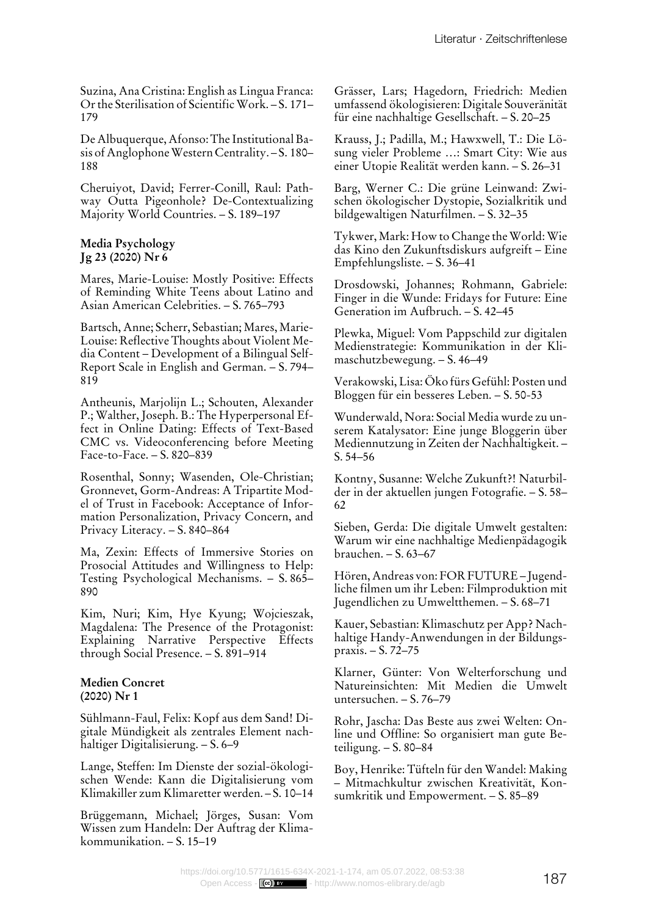Suzina, Ana Cristina: English as Lingua Franca: Or the Sterilisation of Scientific Work. – S. 171–179

De Albuquerque, Afonso: The Institutional Basis of Anglophone Western Centrality. – S. 180–188

Cheruiyot, David; Ferrer-Conill, Raul: Pathway Outta Pigeonhole? De-Contextualizing Majority World Countries. – S. 189–197

**Media Psychology**
**Jg 23 (2020) Nr 6**

Mares, Marie-Louise: Mostly Positive: Effects of Reminding White Teens about Latino and Asian American Celebrities. – S. 765–793

Bartsch, Anne; Scherr, Sebastian; Mares, Marie-Louise: Reflective Thoughts about Violent Media Content – Development of a Bilingual Self-Report Scale in English and German. – S. 794–819

Antheunis, Marjolijn L.; Schouten, Alexander P.; Walther, Joseph. B.: The Hyperpersonal Effect in Online Dating: Effects of Text-Based CMC vs. Videoconferencing before Meeting Face-to-Face. – S. 820–839

Rosenthal, Sonny; Wasenden, Ole-Christian; Gronnevet, Gorm-Andreas: A Tripartite Model of Trust in Facebook: Acceptance of Information Personalization, Privacy Concern, and Privacy Literacy. – S. 840–864

Ma, Zexin: Effects of Immersive Stories on Prosocial Attitudes and Willingness to Help: Testing Psychological Mechanisms. – S. 865–890

Kim, Nuri; Kim, Hye Kyung; Wojcieszak, Magdalena: The Presence of the Protagonist: Explaining Narrative Perspective Effects through Social Presence. – S. 891–914

**Medien Concret**
**(2020) Nr 1**

Sühlmann-Faul, Felix: Kopf aus dem Sand! Digitale Mündigkeit als zentrales Element nachhaltiger Digitalisierung. – S. 6–9

Lange, Steffen: Im Dienste der sozial-ökologischen Wende: Kann die Digitalisierung vom Klimakiller zum Klimaretter werden. – S. 10–14

Brüggemann, Michael; Jörges, Susan: Vom Wissen zum Handeln: Der Auftrag der Klimakommunikation. – S. 15–19

Grässer, Lars; Hagedorn, Friedrich: Medien umfassend ökologisieren: Digitale Souveränität für eine nachhaltige Gesellschaft. – S. 20–25

Krauss, J.; Padilla, M.; Hawxwell, T.: Die Lösung vieler Probleme …: Smart City: Wie aus einer Utopie Realität werden kann. – S. 26–31

Barg, Werner C.: Die grüne Leinwand: Zwischen ökologischer Dystopie, Sozialkritik und bildgewaltigen Naturfilmen. – S. 32–35

Tykwer, Mark: How to Change the World: Wie das Kino den Zukunftsdiskurs aufgreift – Eine Empfehlungsliste. – S. 36–41

Drosdowski, Johannes; Rohmann, Gabriele: Finger in die Wunde: Fridays for Future: Eine Generation im Aufbruch. – S. 42–45

Plewka, Miguel: Vom Pappschild zur digitalen Medienstrategie: Kommunikation in der Klimaschutzbewegung. – S. 46–49

Verakowski, Lisa: Öko fürs Gefühl: Posten und Bloggen für ein besseres Leben. – S. 50-53

Wunderwald, Nora: Social Media wurde zu unserem Katalysator: Eine junge Bloggerin über Mediennutzung in Zeiten der Nachhaltigkeit. – S. 54–56

Kontny, Susanne: Welche Zukunft?! Naturbilder in der aktuellen jungen Fotografie. – S. 58–62

Sieben, Gerda: Die digitale Umwelt gestalten: Warum wir eine nachhaltige Medienpädagogik brauchen. – S. 63–67

Hören, Andreas von: FOR FUTURE – Jugendliche filmen um ihr Leben: Filmproduktion mit Jugendlichen zu Umweltthemen. – S. 68–71

Kauer, Sebastian: Klimaschutz per App? Nachhaltige Handy-Anwendungen in der Bildungspraxis. – S. 72–75

Klarner, Günter: Von Welterforschung und Natureinsichten: Mit Medien die Umwelt untersuchen. – S. 76–79

Rohr, Jascha: Das Beste aus zwei Welten: Online und Offline: So organisiert man gute Beteiligung. – S. 80–84

Boy, Henrike: Tüfteln für den Wandel: Making – Mitmachkultur zwischen Kreativität, Konsumkritik und Empowerment. – S. 85–89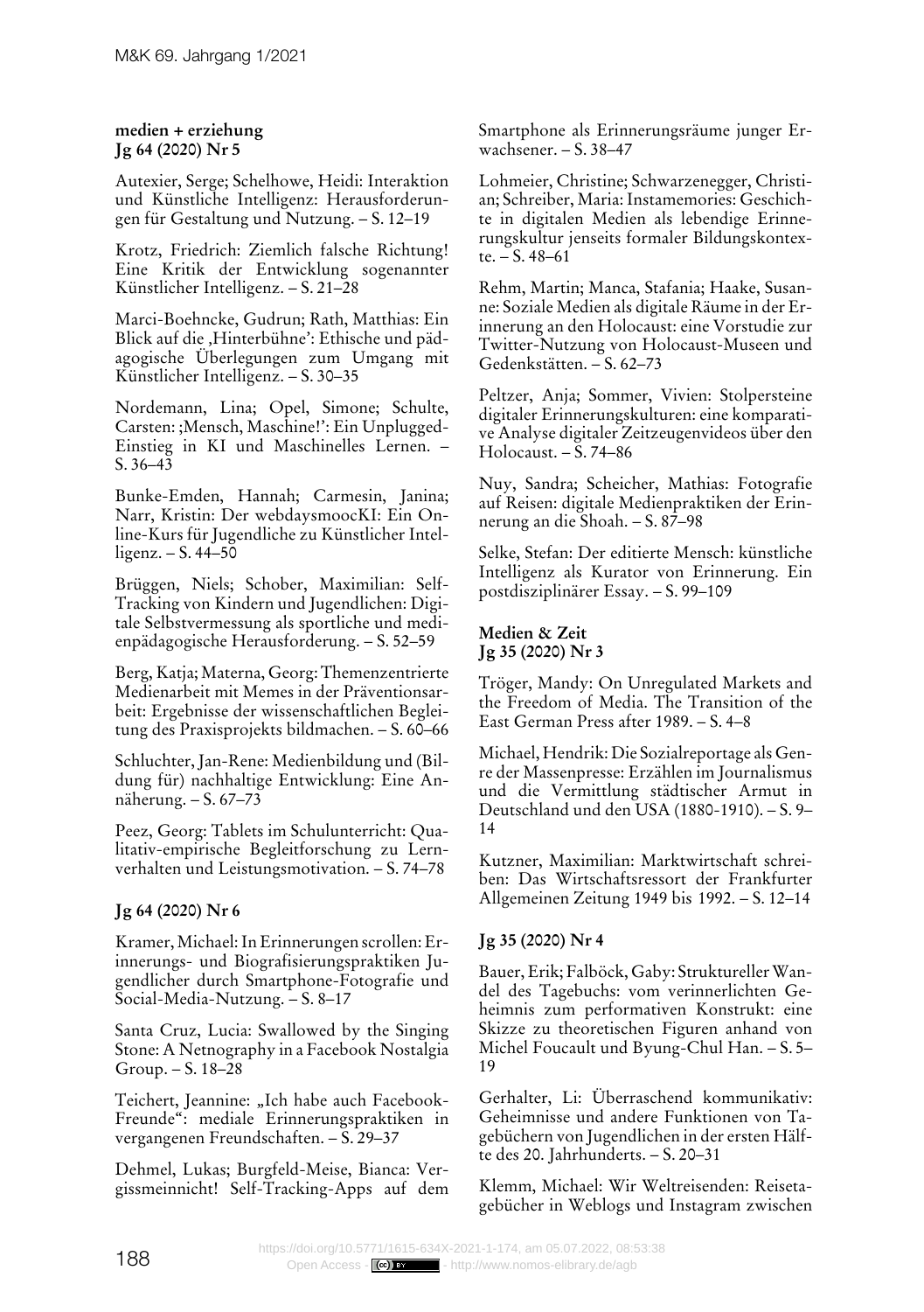**medien + erziehung**
**Jg 64 (2020) Nr 5**

Autexier, Serge; Schelhowe, Heidi: Interaktion und Künstliche Intelligenz: Herausforderungen für Gestaltung und Nutzung. – S. 12–19

Krotz, Friedrich: Ziemlich falsche Richtung! Eine Kritik der Entwicklung sogenannter Künstlicher Intelligenz. – S. 21–28

Marci-Boehncke, Gudrun; Rath, Matthias: Ein Blick auf die ‚Hinterbühne': Ethische und pädagogische Überlegungen zum Umgang mit Künstlicher Intelligenz. – S. 30–35

Nordemann, Lina; Opel, Simone; Schulte, Carsten: ;Mensch, Maschine!': Ein Unplugged-Einstieg in KI und Maschinelles Lernen. – S. 36–43

Bunke-Emden, Hannah; Carmesin, Janina; Narr, Kristin: Der webdaysmoocKI: Ein Online-Kurs für Jugendliche zu Künstlicher Intelligenz. – S. 44–50

Brüggen, Niels; Schober, Maximilian: Self-Tracking von Kindern und Jugendlichen: Digitale Selbstvermessung als sportliche und medienpädagogische Herausforderung. – S. 52–59

Berg, Katja; Materna, Georg: Themenzentrierte Medienarbeit mit Memes in der Präventionsarbeit: Ergebnisse der wissenschaftlichen Begleitung des Praxisprojekts bildmachen. – S. 60–66

Schluchter, Jan-Rene: Medienbildung und (Bildung für) nachhaltige Entwicklung: Eine Annäherung. – S. 67–73

Peez, Georg: Tablets im Schulunterricht: Qualitativ-empirische Begleitforschung zu Lernverhalten und Leistungsmotivation. – S. 74–78

**Jg 64 (2020) Nr 6**

Kramer, Michael: In Erinnerungen scrollen: Erinnerungs- und Biografisierungspraktiken Jugendlicher durch Smartphone-Fotografie und Social-Media-Nutzung. – S. 8–17

Santa Cruz, Lucia: Swallowed by the Singing Stone: A Netnography in a Facebook Nostalgia Group. – S. 18–28

Teichert, Jeannine: „Ich habe auch Facebook-Freunde": mediale Erinnerungspraktiken in vergangenen Freundschaften. – S. 29–37

Dehmel, Lukas; Burgfeld-Meise, Bianca: Vergissmeinnicht! Self-Tracking-Apps auf dem Smartphone als Erinnerungsräume junger Erwachsener. – S. 38–47

Lohmeier, Christine; Schwarzenegger, Christian; Schreiber, Maria: Instamemories: Geschichte in digitalen Medien als lebendige Erinnerungskultur jenseits formaler Bildungskontexte. – S. 48–61

Rehm, Martin; Manca, Stafania; Haake, Susanne: Soziale Medien als digitale Räume in der Erinnerung an den Holocaust: eine Vorstudie zur Twitter-Nutzung von Holocaust-Museen und Gedenkstätten. – S. 62–73

Peltzer, Anja; Sommer, Vivien: Stolpersteine digitaler Erinnerungskulturen: eine komparative Analyse digitaler Zeitzeugenvideos über den Holocaust. – S. 74–86

Nuy, Sandra; Scheicher, Mathias: Fotografie auf Reisen: digitale Medienpraktiken der Erinnerung an die Shoah. – S. 87–98

Selke, Stefan: Der editierte Mensch: künstliche Intelligenz als Kurator von Erinnerung. Ein postdisziplinärer Essay. – S. 99–109

**Medien & Zeit**
**Jg 35 (2020) Nr 3**

Tröger, Mandy: On Unregulated Markets and the Freedom of Media. The Transition of the East German Press after 1989. – S. 4–8

Michael, Hendrik: Die Sozialreportage als Genre der Massenpresse: Erzählen im Journalismus und die Vermittlung städtischer Armut in Deutschland und den USA (1880-1910). – S. 9–14

Kutzner, Maximilian: Marktwirtschaft schreiben: Das Wirtschaftsressort der Frankfurter Allgemeinen Zeitung 1949 bis 1992. – S. 12–14

**Jg 35 (2020) Nr 4**

Bauer, Erik; Falböck, Gaby: Struktureller Wandel des Tagebuchs: vom verinnerlichten Geheimnis zum performativen Konstrukt: eine Skizze zu theoretischen Figuren anhand von Michel Foucault und Byung-Chul Han. – S. 5–19

Gerhalter, Li: Überraschend kommunikativ: Geheimnisse und andere Funktionen von Tagebüchern von Jugendlichen in der ersten Hälfte des 20. Jahrhunderts. – S. 20–31

Klemm, Michael: Wir Weltreisenden: Reisetagebücher in Weblogs und Instagram zwischen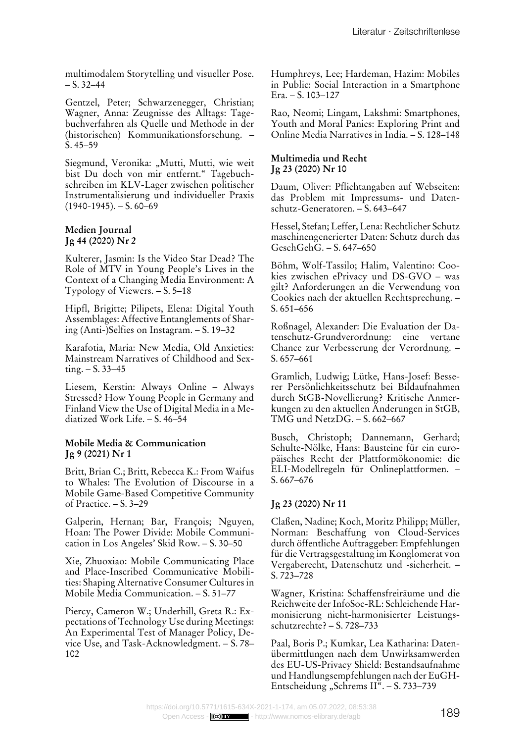multimodalem Storytelling und visueller Pose. – S. 32–44

Gentzel, Peter; Schwarzenegger, Christian; Wagner, Anna: Zeugnisse des Alltags: Tagebuchverfahren als Quelle und Methode in der (historischen) Kommunikationsforschung. – S. 45–59

Siegmund, Veronika: „Mutti, Mutti, wie weit bist Du doch von mir entfernt." Tagebuchschreiben im KLV-Lager zwischen politischer Instrumentalisierung und individueller Praxis (1940-1945). – S. 60–69

**Medien Journal**
**Jg 44 (2020) Nr 2**

Kulterer, Jasmin: Is the Video Star Dead? The Role of MTV in Young People's Lives in the Context of a Changing Media Environment: A Typology of Viewers. – S. 5–18

Hipfl, Brigitte; Pilipets, Elena: Digital Youth Assemblages: Affective Entanglements of Sharing (Anti-)Selfies on Instagram. – S. 19–32

Karafotia, Maria: New Media, Old Anxieties: Mainstream Narratives of Childhood and Sexting. – S. 33–45

Liesem, Kerstin: Always Online – Always Stressed? How Young People in Germany and Finland View the Use of Digital Media in a Mediatized Work Life. – S. 46–54

**Mobile Media & Communication**
**Jg 9 (2021) Nr 1**

Britt, Brian C.; Britt, Rebecca K.: From Waifus to Whales: The Evolution of Discourse in a Mobile Game-Based Competitive Community of Practice. – S. 3–29

Galperin, Hernan; Bar, François; Nguyen, Hoan: The Power Divide: Mobile Communication in Los Angeles' Skid Row. – S. 30–50

Xie, Zhuoxiao: Mobile Communicating Place and Place-Inscribed Communicative Mobilities: Shaping Alternative Consumer Cultures in Mobile Media Communication. – S. 51–77

Piercy, Cameron W.; Underhill, Greta R.: Expectations of Technology Use during Meetings: An Experimental Test of Manager Policy, Device Use, and Task-Acknowledgment. – S. 78–102

Humphreys, Lee; Hardeman, Hazim: Mobiles in Public: Social Interaction in a Smartphone Era. – S. 103–127

Rao, Neomi; Lingam, Lakshmi: Smartphones, Youth and Moral Panics: Exploring Print and Online Media Narratives in India. – S. 128–148

**Multimedia und Recht**
**Jg 23 (2020) Nr 10**

Daum, Oliver: Pflichtangaben auf Webseiten: das Problem mit Impressums- und Datenschutz-Generatoren. – S. 643–647

Hessel, Stefan; Leffer, Lena: Rechtlicher Schutz maschinengenerierter Daten: Schutz durch das GeschGehG. – S. 647–650

Böhm, Wolf-Tassilo; Halim, Valentino: Cookies zwischen ePrivacy und DS-GVO – was gilt? Anforderungen an die Verwendung von Cookies nach der aktuellen Rechtsprechung. – S. 651–656

Roßnagel, Alexander: Die Evaluation der Datenschutz-Grundverordnung: eine vertane Chance zur Verbesserung der Verordnung. – S. 657–661

Gramlich, Ludwig; Lütke, Hans-Josef: Besserer Persönlichkeitsschutz bei Bildaufnahmen durch StGB-Novellierung? Kritische Anmerkungen zu den aktuellen Änderungen in StGB, TMG und NetzDG. – S. 662–667

Busch, Christoph; Dannemann, Gerhard; Schulte-Nölke, Hans: Bausteine für ein europäisches Recht der Plattformökonomie: die ELI-Modellregeln für Onlineplattformen. – S. 667–676

**Jg 23 (2020) Nr 11**

Claßen, Nadine; Koch, Moritz Philipp; Müller, Norman: Beschaffung von Cloud-Services durch öffentliche Auftraggeber: Empfehlungen für die Vertragsgestaltung im Konglomerat von Vergaberecht, Datenschutz und -sicherheit. – S. 723–728

Wagner, Kristina: Schaffensfreiräume und die Reichweite der InfoSoc-RL: Schleichende Harmonisierung nicht-harmonisierter Leistungsschutzrechte? – S. 728–733

Paal, Boris P.; Kumkar, Lea Katharina: Datenübermittlungen nach dem Unwirksamwerden des EU-US-Privacy Shield: Bestandsaufnahme und Handlungsempfehlungen nach der EuGH-Entscheidung „Schrems II". – S. 733–739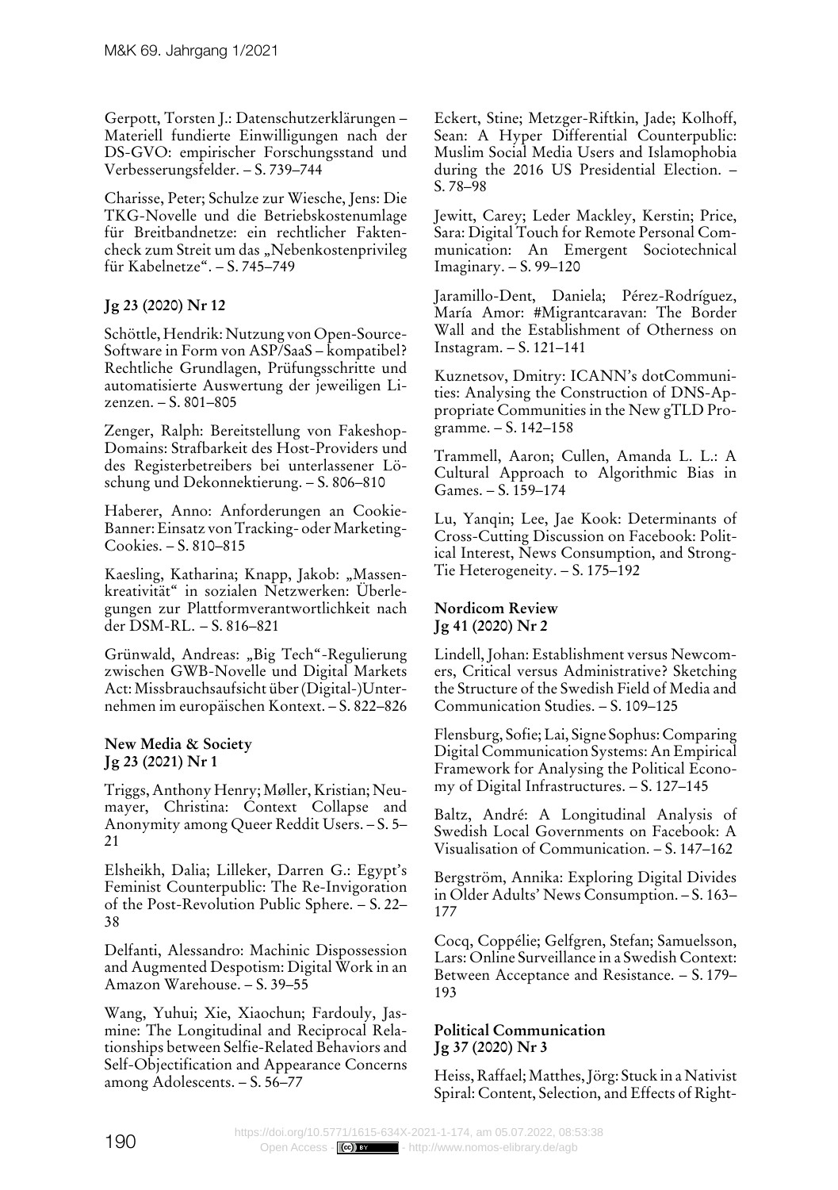Gerpott, Torsten J.: Datenschutzerklärungen – Materiell fundierte Einwilligungen nach der DS-GVO: empirischer Forschungsstand und Verbesserungsfelder. – S. 739–744

Charisse, Peter; Schulze zur Wiesche, Jens: Die TKG-Novelle und die Betriebskostenumlage für Breitbandnetze: ein rechtlicher Faktencheck zum Streit um das „Nebenkostenprivileg für Kabelnetze". – S. 745–749

**Jg 23 (2020) Nr 12**

Schöttle, Hendrik: Nutzung von Open-Source-Software in Form von ASP/SaaS – kompatibel? Rechtliche Grundlagen, Prüfungsschritte und automatisierte Auswertung der jeweiligen Lizenzen. – S. 801–805

Zenger, Ralph: Bereitstellung von Fakeshop-Domains: Strafbarkeit des Host-Providers und des Registerbetreibers bei unterlassener Löschung und Dekonnektierung. – S. 806–810

Haberer, Anno: Anforderungen an Cookie-Banner: Einsatz von Tracking- oder Marketing-Cookies. – S. 810–815

Kaesling, Katharina; Knapp, Jakob: „Massenkreativität" in sozialen Netzwerken: Überlegungen zur Plattformverantwortlichkeit nach der DSM-RL. – S. 816–821

Grünwald, Andreas: „Big Tech"-Regulierung zwischen GWB-Novelle und Digital Markets Act: Missbrauchsaufsicht über (Digital-)Unternehmen im europäischen Kontext. – S. 822–826

**New Media & Society**
**Jg 23 (2021) Nr 1**

Triggs, Anthony Henry; Møller, Kristian; Neumayer, Christina: Context Collapse and Anonymity among Queer Reddit Users. – S. 5–21

Elsheikh, Dalia; Lilleker, Darren G.: Egypt's Feminist Counterpublic: The Re-Invigoration of the Post-Revolution Public Sphere. – S. 22–38

Delfanti, Alessandro: Machinic Dispossession and Augmented Despotism: Digital Work in an Amazon Warehouse. – S. 39–55

Wang, Yuhui; Xie, Xiaochun; Fardouly, Jasmine: The Longitudinal and Reciprocal Relationships between Selfie-Related Behaviors and Self-Objectification and Appearance Concerns among Adolescents. – S. 56–77

Eckert, Stine; Metzger-Riftkin, Jade; Kolhoff, Sean: A Hyper Differential Counterpublic: Muslim Social Media Users and Islamophobia during the 2016 US Presidential Election. – S. 78–98

Jewitt, Carey; Leder Mackley, Kerstin; Price, Sara: Digital Touch for Remote Personal Communication: An Emergent Sociotechnical Imaginary. – S. 99–120

Jaramillo-Dent, Daniela; Pérez-Rodríguez, María Amor: #Migrantcaravan: The Border Wall and the Establishment of Otherness on Instagram. – S. 121–141

Kuznetsov, Dmitry: ICANN's dotCommunities: Analysing the Construction of DNS-Appropriate Communities in the New gTLD Programme. – S. 142–158

Trammell, Aaron; Cullen, Amanda L. L.: A Cultural Approach to Algorithmic Bias in Games. – S. 159–174

Lu, Yanqin; Lee, Jae Kook: Determinants of Cross-Cutting Discussion on Facebook: Political Interest, News Consumption, and Strong-Tie Heterogeneity. – S. 175–192

**Nordicom Review**
**Jg 41 (2020) Nr 2**

Lindell, Johan: Establishment versus Newcomers, Critical versus Administrative? Sketching the Structure of the Swedish Field of Media and Communication Studies. – S. 109–125

Flensburg, Sofie; Lai, Signe Sophus: Comparing Digital Communication Systems: An Empirical Framework for Analysing the Political Economy of Digital Infrastructures. – S. 127–145

Baltz, André: A Longitudinal Analysis of Swedish Local Governments on Facebook: A Visualisation of Communication. – S. 147–162

Bergström, Annika: Exploring Digital Divides in Older Adults' News Consumption. – S. 163–177

Cocq, Coppélie; Gelfgren, Stefan; Samuelsson, Lars: Online Surveillance in a Swedish Context: Between Acceptance and Resistance. – S. 179–193

**Political Communication**
**Jg 37 (2020) Nr 3**

Heiss, Raffael; Matthes, Jörg: Stuck in a Nativist Spiral: Content, Selection, and Effects of Right-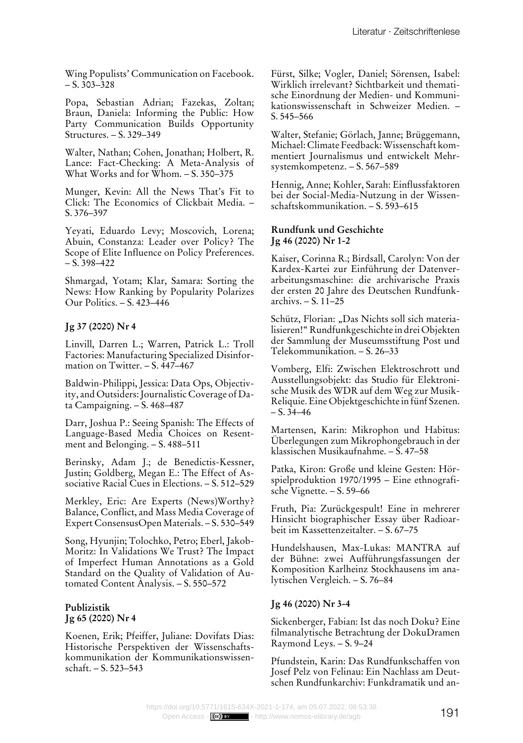Wing Populists' Communication on Facebook. – S. 303–328

Popa, Sebastian Adrian; Fazekas, Zoltan; Braun, Daniela: Informing the Public: How Party Communication Builds Opportunity Structures. – S. 329–349

Walter, Nathan; Cohen, Jonathan; Holbert, R. Lance: Fact-Checking: A Meta-Analysis of What Works and for Whom. – S. 350–375

Munger, Kevin: All the News That's Fit to Click: The Economics of Clickbait Media. – S. 376–397

Yeyati, Eduardo Levy; Moscovich, Lorena; Abuin, Constanza: Leader over Policy? The Scope of Elite Influence on Policy Preferences. – S. 398–422

Shmargad, Yotam; Klar, Samara: Sorting the News: How Ranking by Popularity Polarizes Our Politics. – S. 423–446

**Jg 37 (2020) Nr 4**

Linvill, Darren L.; Warren, Patrick L.: Troll Factories: Manufacturing Specialized Disinformation on Twitter. – S. 447–467

Baldwin-Philippi, Jessica: Data Ops, Objectivity, and Outsiders: Journalistic Coverage of Data Campaigning. – S. 468–487

Darr, Joshua P.: Seeing Spanish: The Effects of Language-Based Media Choices on Resentment and Belonging. – S. 488–511

Berinsky, Adam J.; de Benedictis-Kessner, Justin; Goldberg, Megan E.: The Effect of Associative Racial Cues in Elections. – S. 512–529

Merkley, Eric: Are Experts (News)Worthy? Balance, Conflict, and Mass Media Coverage of Expert ConsensusOpen Materials. – S. 530–549

Song, Hyunjin; Tolochko, Petro; Eberl, Jakob-Moritz: In Validations We Trust? The Impact of Imperfect Human Annotations as a Gold Standard on the Quality of Validation of Automated Content Analysis. – S. 550–572

**Publizistik**
**Jg 65 (2020) Nr 4**

Koenen, Erik; Pfeiffer, Juliane: Dovifats Dias: Historische Perspektiven der Wissenschaftskommunikation der Kommunikationswissenschaft. – S. 523–543

Fürst, Silke; Vogler, Daniel; Sörensen, Isabel: Wirklich irrelevant? Sichtbarkeit und thematische Einordnung der Medien- und Kommunikationswissenschaft in Schweizer Medien. – S. 545–566

Walter, Stefanie; Görlach, Janne; Brüggemann, Michael: Climate Feedback: Wissenschaft kommentiert Journalismus und entwickelt Mehrsystemkompetenz. – S. 567–589

Hennig, Anne; Kohler, Sarah: Einflussfaktoren bei der Social-Media-Nutzung in der Wissenschaftskommunikation. – S. 593–615

**Rundfunk und Geschichte**
**Jg 46 (2020) Nr 1-2**

Kaiser, Corinna R.; Birdsall, Carolyn: Von der Kardex-Kartei zur Einführung der Datenverarbeitungsmaschine: die archivarische Praxis der ersten 20 Jahre des Deutschen Rundfunkarchivs. – S. 11–25

Schütz, Florian: „Das Nichts soll sich materialisieren!" Rundfunkgeschichte in drei Objekten der Sammlung der Museumsstiftung Post und Telekommunikation. – S. 26–33

Vomberg, Elfi: Zwischen Elektroschrott und Ausstellungsobjekt: das Studio für Elektronische Musik des WDR auf dem Weg zur Musik-Reliquie. Eine Objektgeschichte in fünf Szenen. – S. 34–46

Martensen, Karin: Mikrophon und Habitus: Überlegungen zum Mikrophongebrauch in der klassischen Musikaufnahme. – S. 47–58

Patka, Kiron: Große und kleine Gesten: Hörspielproduktion 1970/1995 – Eine ethnografische Vignette. – S. 59–66

Fruth, Pia: Zurückgespult! Eine in mehrerer Hinsicht biographischer Essay über Radioarbeit im Kassettenzeitalter. – S. 67–75

Hundelshausen, Max-Lukas: MANTRA auf der Bühne: zwei Aufführungsfassungen der Komposition Karlheinz Stockhausens im analytischen Vergleich. – S. 76–84

**Jg 46 (2020) Nr 3-4**

Sickenberger, Fabian: Ist das noch Doku? Eine filmanalytische Betrachtung der DokuDramen Raymond Leys. – S. 9–24

Pfundstein, Karin: Das Rundfunkschaffen von Josef Pelz von Felinau: Ein Nachlass am Deutschen Rundfunkarchiv: Funkdramatik und an-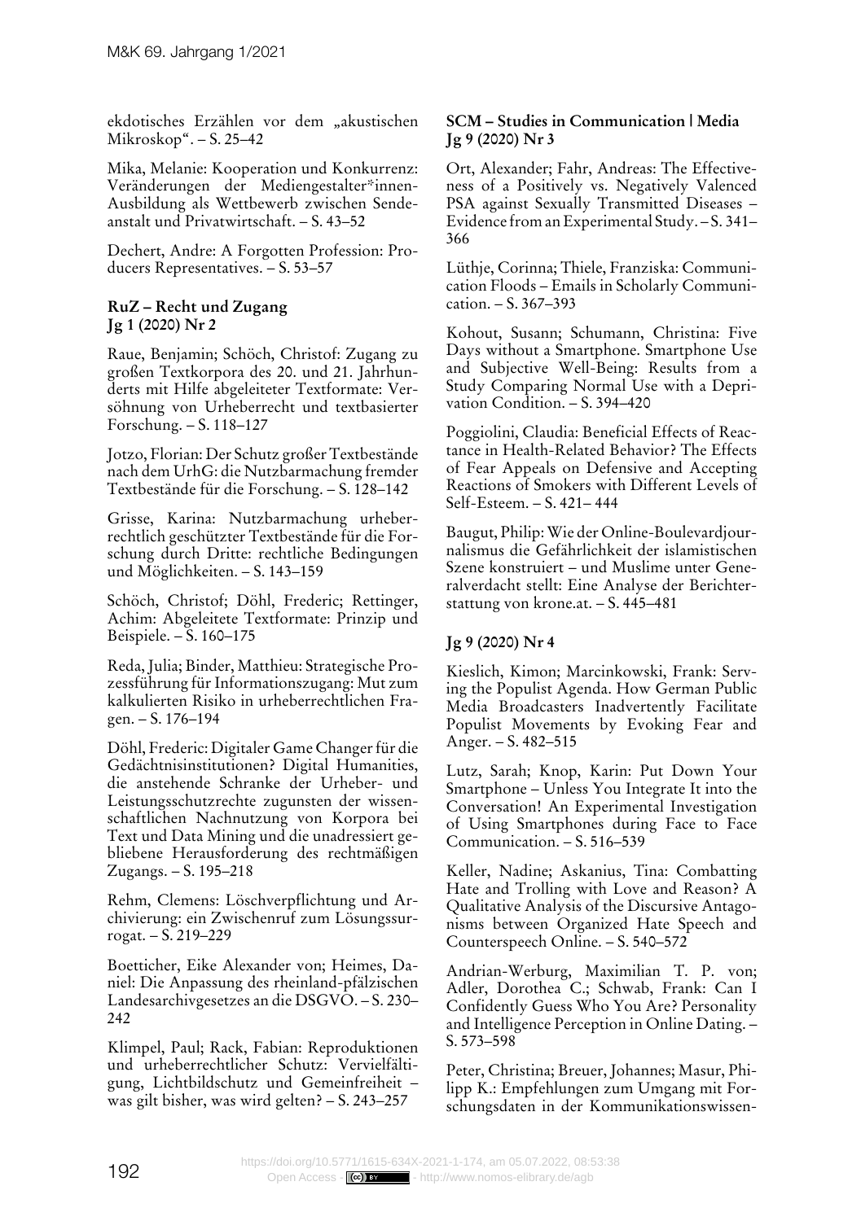ekdotisches Erzählen vor dem „akustischen Mikroskop“. – S. 25–42

Mika, Melanie: Kooperation und Konkurrenz: Veränderungen der Mediengestalter*innen-Ausbildung als Wettbewerb zwischen Sendeanstalt und Privatwirtschaft. – S. 43–52

Dechert, Andre: A Forgotten Profession: Producers Representatives. – S. 53–57

**RuZ – Recht und Zugang**
**Jg 1 (2020) Nr 2**

Raue, Benjamin; Schöch, Christof: Zugang zu großen Textkorpora des 20. und 21. Jahrhunderts mit Hilfe abgeleiteter Textformate: Versöhnung von Urheberrecht und textbasierter Forschung. – S. 118–127

Jotzo, Florian: Der Schutz großer Textbestände nach dem UrhG: die Nutzbarmachung fremder Textbestände für die Forschung. – S. 128–142

Grisse, Karina: Nutzbarmachung urheberrechtlich geschützter Textbestände für die Forschung durch Dritte: rechtliche Bedingungen und Möglichkeiten. – S. 143–159

Schöch, Christof; Döhl, Frederic; Rettinger, Achim: Abgeleitete Textformate: Prinzip und Beispiele. – S. 160–175

Reda, Julia; Binder, Matthieu: Strategische Prozessführung für Informationszugang: Mut zum kalkulierten Risiko in urheberrechtlichen Fragen. – S. 176–194

Döhl, Frederic: Digitaler Game Changer für die Gedächtnisinstitutionen? Digital Humanities, die anstehende Schranke der Urheber- und Leistungsschutzrechte zugunsten der wissenschaftlichen Nachnutzung von Korpora bei Text und Data Mining und die unadressiert gebliebene Herausforderung des rechtmäßigen Zugangs. – S. 195–218

Rehm, Clemens: Löschverpflichtung und Archivierung: ein Zwischenruf zum Lösungssurrogat. – S. 219–229

Boetticher, Eike Alexander von; Heimes, Daniel: Die Anpassung des rheinland-pfälzischen Landesarchivgesetzes an die DSGVO. – S. 230–242

Klimpel, Paul; Rack, Fabian: Reproduktionen und urheberrechtlicher Schutz: Vervielfältigung, Lichtbildschutz und Gemeinfreiheit – was gilt bisher, was wird gelten? – S. 243–257

**SCM – Studies in Communication | Media**
**Jg 9 (2020) Nr 3**

Ort, Alexander; Fahr, Andreas: The Effectiveness of a Positively vs. Negatively Valenced PSA against Sexually Transmitted Diseases – Evidence from an Experimental Study. – S. 341–366

Lüthje, Corinna; Thiele, Franziska: Communication Floods – Emails in Scholarly Communication. – S. 367–393

Kohout, Susann; Schumann, Christina: Five Days without a Smartphone. Smartphone Use and Subjective Well-Being: Results from a Study Comparing Normal Use with a Deprivation Condition. – S. 394–420

Poggiolini, Claudia: Beneficial Effects of Reactance in Health-Related Behavior? The Effects of Fear Appeals on Defensive and Accepting Reactions of Smokers with Different Levels of Self-Esteem. – S. 421– 444

Baugut, Philip: Wie der Online-Boulevardjournalismus die Gefährlichkeit der islamistischen Szene konstruiert – und Muslime unter Generalverdacht stellt: Eine Analyse der Berichterstattung von krone.at. – S. 445–481

**Jg 9 (2020) Nr 4**

Kieslich, Kimon; Marcinkowski, Frank: Serving the Populist Agenda. How German Public Media Broadcasters Inadvertently Facilitate Populist Movements by Evoking Fear and Anger. – S. 482–515

Lutz, Sarah; Knop, Karin: Put Down Your Smartphone – Unless You Integrate It into the Conversation! An Experimental Investigation of Using Smartphones during Face to Face Communication. – S. 516–539

Keller, Nadine; Askanius, Tina: Combatting Hate and Trolling with Love and Reason? A Qualitative Analysis of the Discursive Antagonisms between Organized Hate Speech and Counterspeech Online. – S. 540–572

Andrian-Werburg, Maximilian T. P. von; Adler, Dorothea C.; Schwab, Frank: Can I Confidently Guess Who You Are? Personality and Intelligence Perception in Online Dating. – S. 573–598

Peter, Christina; Breuer, Johannes; Masur, Philipp K.: Empfehlungen zum Umgang mit Forschungsdaten in der Kommunikationswissen-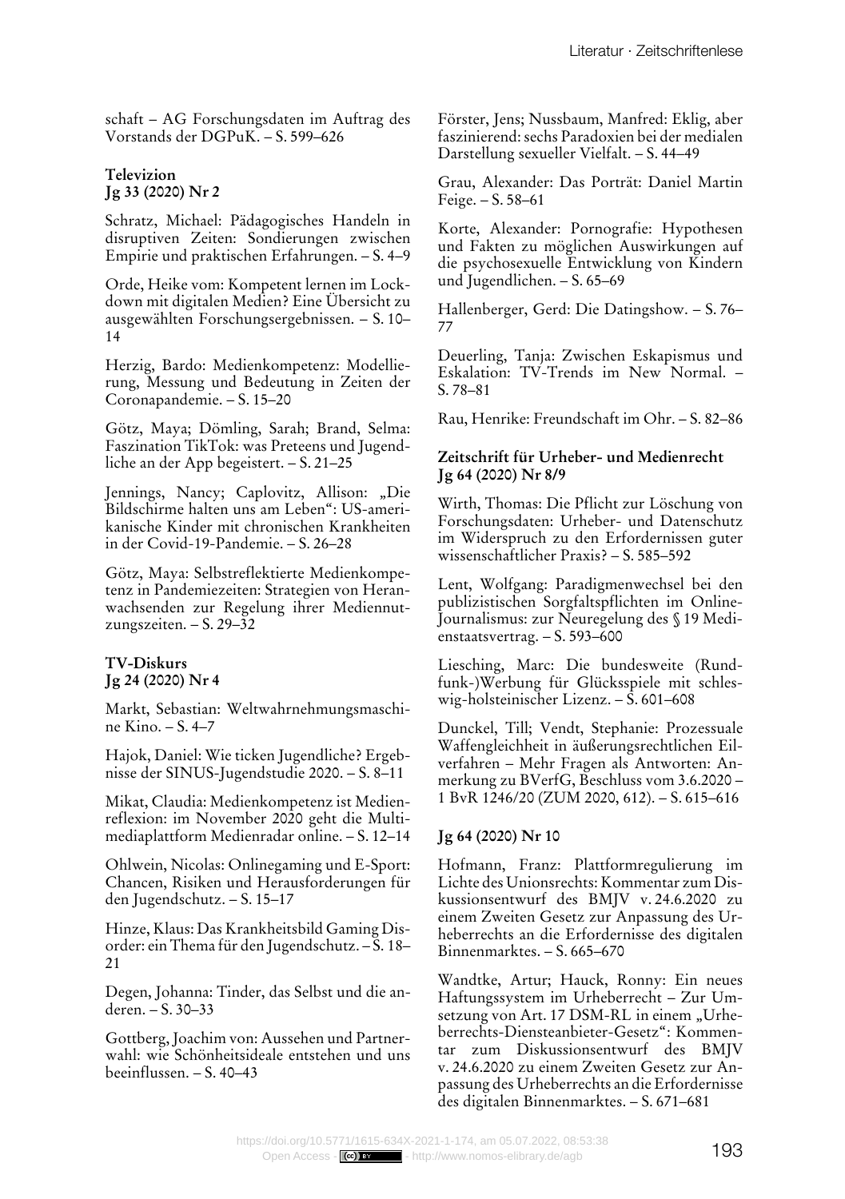schaft – AG Forschungsdaten im Auftrag des Vorstands der DGPuK. – S. 599–626

**Televizion**
**Jg 33 (2020) Nr 2**

Schratz, Michael: Pädagogisches Handeln in disruptiven Zeiten: Sondierungen zwischen Empirie und praktischen Erfahrungen. – S. 4–9

Orde, Heike vom: Kompetent lernen im Lockdown mit digitalen Medien? Eine Übersicht zu ausgewählten Forschungsergebnissen. – S. 10–14

Herzig, Bardo: Medienkompetenz: Modellierung, Messung und Bedeutung in Zeiten der Coronapandemie. – S. 15–20

Götz, Maya; Dömling, Sarah; Brand, Selma: Faszination TikTok: was Preteens und Jugendliche an der App begeistert. – S. 21–25

Jennings, Nancy; Caplovitz, Allison: „Die Bildschirme halten uns am Leben": US-amerikanische Kinder mit chronischen Krankheiten in der Covid-19-Pandemie. – S. 26–28

Götz, Maya: Selbstreflektierte Medienkompetenz in Pandemiezeiten: Strategien von Heranwachsenden zur Regelung ihrer Mediennutzungszeiten. – S. 29–32

**TV-Diskurs**
**Jg 24 (2020) Nr 4**

Markt, Sebastian: Weltwahrnehmungsmaschine Kino. – S. 4–7

Hajok, Daniel: Wie ticken Jugendliche? Ergebnisse der SINUS-Jugendstudie 2020. – S. 8–11

Mikat, Claudia: Medienkompetenz ist Medienreflexion: im November 2020 geht die Multimediaplattform Medienradar online. – S. 12–14

Ohlwein, Nicolas: Onlinegaming und E-Sport: Chancen, Risiken und Herausforderungen für den Jugendschutz. – S. 15–17

Hinze, Klaus: Das Krankheitsbild Gaming Disorder: ein Thema für den Jugendschutz. – S. 18–21

Degen, Johanna: Tinder, das Selbst und die anderen. – S. 30–33

Gottberg, Joachim von: Aussehen und Partnerwahl: wie Schönheitsideale entstehen und uns beeinflussen. – S. 40–43

Förster, Jens; Nussbaum, Manfred: Eklig, aber faszinierend: sechs Paradoxien bei der medialen Darstellung sexueller Vielfalt. – S. 44–49

Grau, Alexander: Das Porträt: Daniel Martin Feige. – S. 58–61

Korte, Alexander: Pornografie: Hypothesen und Fakten zu möglichen Auswirkungen auf die psychosexuelle Entwicklung von Kindern und Jugendlichen. – S. 65–69

Hallenberger, Gerd: Die Datingshow. – S. 76–77

Deuerling, Tanja: Zwischen Eskapismus und Eskalation: TV-Trends im New Normal. – S. 78–81

Rau, Henrike: Freundschaft im Ohr. – S. 82–86

**Zeitschrift für Urheber- und Medienrecht**
**Jg 64 (2020) Nr 8/9**

Wirth, Thomas: Die Pflicht zur Löschung von Forschungsdaten: Urheber- und Datenschutz im Widerspruch zu den Erfordernissen guter wissenschaftlicher Praxis? – S. 585–592

Lent, Wolfgang: Paradigmenwechsel bei den publizistischen Sorgfaltspflichten im Online-Journalismus: zur Neuregelung des § 19 Medienstaatsvertrag. – S. 593–600

Liesching, Marc: Die bundesweite (Rundfunk-)Werbung für Glücksspiele mit schleswig-holsteinischer Lizenz. – S. 601–608

Dunckel, Till; Vendt, Stephanie: Prozessuale Waffengleichheit in äußerungsrechtlichen Eilverfahren – Mehr Fragen als Antworten: Anmerkung zu BVerfG, Beschluss vom 3.6.2020 – 1 BvR 1246/20 (ZUM 2020, 612). – S. 615–616

**Jg 64 (2020) Nr 10**

Hofmann, Franz: Plattformregulierung im Lichte des Unionsrechts: Kommentar zum Diskussionsentwurf des BMJV v. 24.6.2020 zu einem Zweiten Gesetz zur Anpassung des Urheberrechts an die Erfordernisse des digitalen Binnenmarktes. – S. 665–670

Wandtke, Artur; Hauck, Ronny: Ein neues Haftungssystem im Urheberrecht – Zur Umsetzung von Art. 17 DSM-RL in einem „Urheberrechts-Diensteanbieter-Gesetz": Kommentar zum Diskussionsentwurf des BMJV v. 24.6.2020 zu einem Zweiten Gesetz zur Anpassung des Urheberrechts an die Erfordernisse des digitalen Binnenmarktes. – S. 671–681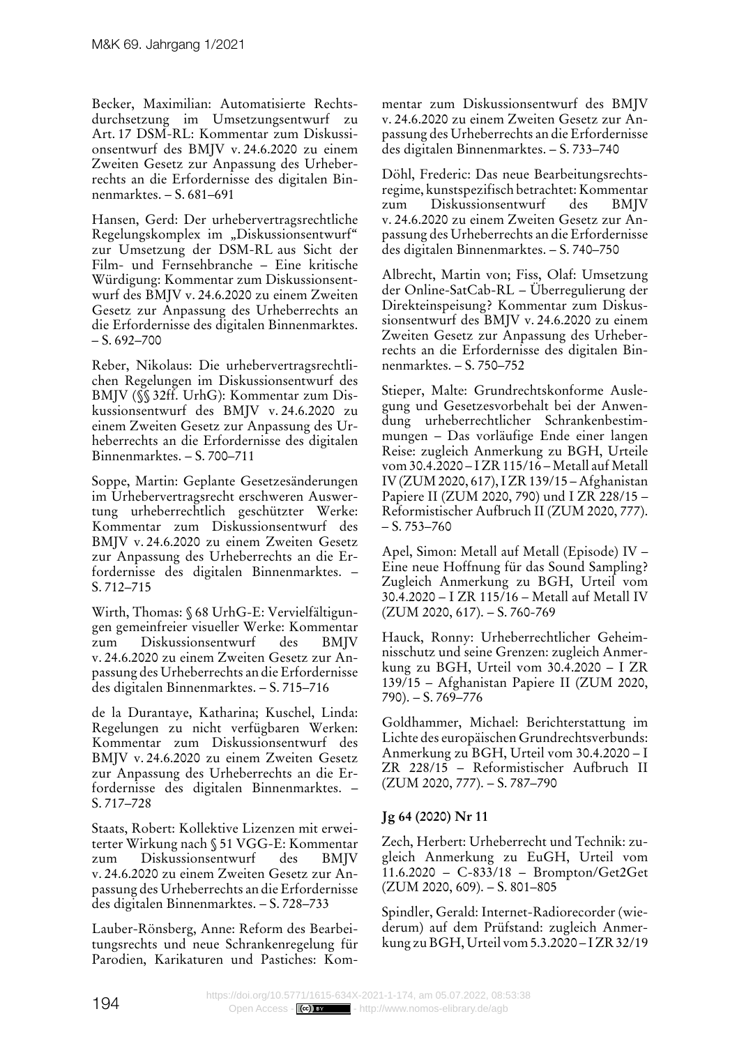Becker, Maximilian: Automatisierte Rechtsdurchsetzung im Umsetzungsentwurf zu Art. 17 DSM-RL: Kommentar zum Diskussionsentwurf des BMJV v. 24.6.2020 zu einem Zweiten Gesetz zur Anpassung des Urheberrechts an die Erfordernisse des digitalen Binnenmarktes. – S. 681–691

Hansen, Gerd: Der urhebervertragsrechtliche Regelungskomplex im „Diskussionsentwurf" zur Umsetzung der DSM-RL aus Sicht der Film- und Fernsehbranche – Eine kritische Würdigung: Kommentar zum Diskussionsentwurf des BMJV v. 24.6.2020 zu einem Zweiten Gesetz zur Anpassung des Urheberrechts an die Erfordernisse des digitalen Binnenmarktes. – S. 692–700

Reber, Nikolaus: Die urhebervertragsrechtlichen Regelungen im Diskussionsentwurf des BMJV (§§ 32ff. UrhG): Kommentar zum Diskussionsentwurf des BMJV v. 24.6.2020 zu einem Zweiten Gesetz zur Anpassung des Urheberrechts an die Erfordernisse des digitalen Binnenmarktes. – S. 700–711

Soppe, Martin: Geplante Gesetzesänderungen im Urhebervertragsrecht erschweren Auswertung urheberrechtlich geschützter Werke: Kommentar zum Diskussionsentwurf des BMJV v. 24.6.2020 zu einem Zweiten Gesetz zur Anpassung des Urheberrechts an die Erfordernisse des digitalen Binnenmarktes. – S. 712–715

Wirth, Thomas: § 68 UrhG-E: Vervielfältigungen gemeinfreier visueller Werke: Kommentar zum Diskussionsentwurf des BMJV v. 24.6.2020 zu einem Zweiten Gesetz zur Anpassung des Urheberrechts an die Erfordernisse des digitalen Binnenmarktes. – S. 715–716

de la Durantaye, Katharina; Kuschel, Linda: Regelungen zu nicht verfügbaren Werken: Kommentar zum Diskussionsentwurf des BMJV v. 24.6.2020 zu einem Zweiten Gesetz zur Anpassung des Urheberrechts an die Erfordernisse des digitalen Binnenmarktes. – S. 717–728

Staats, Robert: Kollektive Lizenzen mit erweiterter Wirkung nach § 51 VGG-E: Kommentar zum Diskussionsentwurf des BMJV v. 24.6.2020 zu einem Zweiten Gesetz zur Anpassung des Urheberrechts an die Erfordernisse des digitalen Binnenmarktes. – S. 728–733

Lauber-Rönsberg, Anne: Reform des Bearbeitungsrechts und neue Schrankenregelung für Parodien, Karikaturen und Pastiches: Kommentar zum Diskussionsentwurf des BMJV v. 24.6.2020 zu einem Zweiten Gesetz zur Anpassung des Urheberrechts an die Erfordernisse des digitalen Binnenmarktes. – S. 733–740

Döhl, Frederic: Das neue Bearbeitungsrechtsregime, kunstspezifisch betrachtet: Kommentar zum Diskussionsentwurf des BMJV v. 24.6.2020 zu einem Zweiten Gesetz zur Anpassung des Urheberrechts an die Erfordernisse des digitalen Binnenmarktes. – S. 740–750

Albrecht, Martin von; Fiss, Olaf: Umsetzung der Online-SatCab-RL – Überregulierung der Direkteinspeisung? Kommentar zum Diskussionsentwurf des BMJV v. 24.6.2020 zu einem Zweiten Gesetz zur Anpassung des Urheberrechts an die Erfordernisse des digitalen Binnenmarktes. – S. 750–752

Stieper, Malte: Grundrechtskonforme Auslegung und Gesetzesvorbehalt bei der Anwendung urheberrechtlicher Schrankenbestimmungen – Das vorläufige Ende einer langen Reise: zugleich Anmerkung zu BGH, Urteile vom 30.4.2020 – I ZR 115/16 – Metall auf Metall IV (ZUM 2020, 617), I ZR 139/15 – Afghanistan Papiere II (ZUM 2020, 790) und I ZR 228/15 – Reformistischer Aufbruch II (ZUM 2020, 777). – S. 753–760

Apel, Simon: Metall auf Metall (Episode) IV – Eine neue Hoffnung für das Sound Sampling? Zugleich Anmerkung zu BGH, Urteil vom 30.4.2020 – I ZR 115/16 – Metall auf Metall IV (ZUM 2020, 617). – S. 760-769

Hauck, Ronny: Urheberrechtlicher Geheimnisschutz und seine Grenzen: zugleich Anmerkung zu BGH, Urteil vom 30.4.2020 – I ZR 139/15 – Afghanistan Papiere II (ZUM 2020, 790). – S. 769–776

Goldhammer, Michael: Berichterstattung im Lichte des europäischen Grundrechtsverbunds: Anmerkung zu BGH, Urteil vom 30.4.2020 – I ZR 228/15 – Reformistischer Aufbruch II (ZUM 2020, 777). – S. 787–790

**Jg 64 (2020) Nr 11**

Zech, Herbert: Urheberrecht und Technik: zugleich Anmerkung zu EuGH, Urteil vom 11.6.2020 – C-833/18 – Brompton/Get2Get (ZUM 2020, 609). – S. 801–805

Spindler, Gerald: Internet-Radiorecorder (wiederum) auf dem Prüfstand: zugleich Anmerkung zu BGH, Urteil vom 5.3.2020 – I ZR 32/19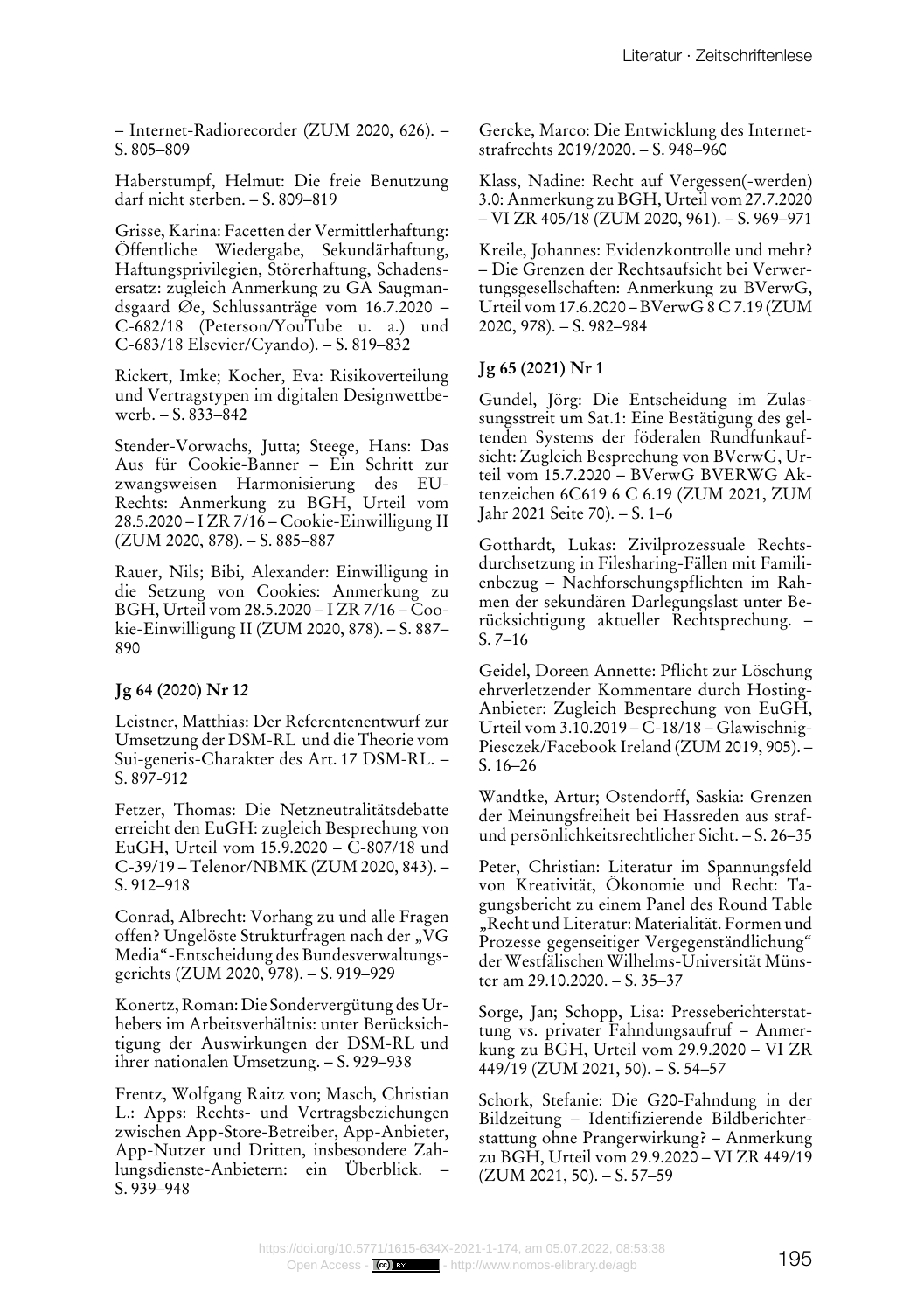– Internet-Radiorecorder (ZUM 2020, 626). – S. 805–809

Haberstumpf, Helmut: Die freie Benutzung darf nicht sterben. – S. 809–819

Grisse, Karina: Facetten der Vermittlerhaftung: Öffentliche Wiedergabe, Sekundärhaftung, Haftungsprivilegien, Störerhaftung, Schadensersatz: zugleich Anmerkung zu GA Saugmandsgaard Øe, Schlussanträge vom 16.7.2020 – C-682/18 (Peterson/YouTube u. a.) und C-683/18 Elsevier/Cyando). – S. 819–832

Rickert, Imke; Kocher, Eva: Risikoverteilung und Vertragstypen im digitalen Designwettbewerb. – S. 833–842

Stender-Vorwachs, Jutta; Steege, Hans: Das Aus für Cookie-Banner – Ein Schritt zur zwangsweisen Harmonisierung des EU-Rechts: Anmerkung zu BGH, Urteil vom 28.5.2020 – I ZR 7/16 – Cookie-Einwilligung II (ZUM 2020, 878). – S. 885–887

Rauer, Nils; Bibi, Alexander: Einwilligung in die Setzung von Cookies: Anmerkung zu BGH, Urteil vom 28.5.2020 – I ZR 7/16 – Cookie-Einwilligung II (ZUM 2020, 878). – S. 887–890

**Jg 64 (2020) Nr 12**

Leistner, Matthias: Der Referentenentwurf zur Umsetzung der DSM-RL und die Theorie vom Sui-generis-Charakter des Art. 17 DSM-RL. – S. 897-912

Fetzer, Thomas: Die Netzneutralitätsdebatte erreicht den EuGH: zugleich Besprechung von EuGH, Urteil vom 15.9.2020 – C-807/18 und C-39/19 – Telenor/NBMK (ZUM 2020, 843). – S. 912–918

Conrad, Albrecht: Vorhang zu und alle Fragen offen? Ungelöste Strukturfragen nach der „VG Media"-Entscheidung des Bundesverwaltungsgerichts (ZUM 2020, 978). – S. 919–929

Konertz, Roman: Die Sondervergütung des Urhebers im Arbeitsverhältnis: unter Berücksichtigung der Auswirkungen der DSM-RL und ihrer nationalen Umsetzung. – S. 929–938

Frentz, Wolfgang Raitz von; Masch, Christian L.: Apps: Rechts- und Vertragsbeziehungen zwischen App-Store-Betreiber, App-Anbieter, App-Nutzer und Dritten, insbesondere Zahlungsdienste-Anbietern: ein Überblick. – S. 939–948

Gercke, Marco: Die Entwicklung des Internetstrafrechts 2019/2020. – S. 948–960

Klass, Nadine: Recht auf Vergessen(-werden) 3.0: Anmerkung zu BGH, Urteil vom 27.7.2020 – VI ZR 405/18 (ZUM 2020, 961). – S. 969–971

Kreile, Johannes: Evidenzkontrolle und mehr? – Die Grenzen der Rechtsaufsicht bei Verwertungsgesellschaften: Anmerkung zu BVerwG, Urteil vom 17.6.2020 – BVerwG 8 C 7.19 (ZUM 2020, 978). – S. 982–984

**Jg 65 (2021) Nr 1**

Gundel, Jörg: Die Entscheidung im Zulassungsstreit um Sat.1: Eine Bestätigung des geltenden Systems der föderalen Rundfunkaufsicht: Zugleich Besprechung von BVerwG, Urteil vom 15.7.2020 – BVerwG BVERWG Aktenzeichen 6C619 6 C 6.19 (ZUM 2021, ZUM Jahr 2021 Seite 70). – S. 1–6

Gotthardt, Lukas: Zivilprozessuale Rechtsdurchsetzung in Filesharing-Fällen mit Familienbezug – Nachforschungspflichten im Rahmen der sekundären Darlegungslast unter Berücksichtigung aktueller Rechtsprechung. – S. 7–16

Geidel, Doreen Annette: Pflicht zur Löschung ehrverletzender Kommentare durch Hosting-Anbieter: Zugleich Besprechung von EuGH, Urteil vom 3.10.2019 – C-18/18 – Glawischnig-Piesczek/Facebook Ireland (ZUM 2019, 905). – S. 16–26

Wandtke, Artur; Ostendorff, Saskia: Grenzen der Meinungsfreiheit bei Hassreden aus straf- und persönlichkeitsrechtlicher Sicht. – S. 26–35

Peter, Christian: Literatur im Spannungsfeld von Kreativität, Ökonomie und Recht: Tagungsbericht zu einem Panel des Round Table „Recht und Literatur: Materialität. Formen und Prozesse gegenseitiger Vergegenständlichung" der Westfälischen Wilhelms-Universität Münster am 29.10.2020. – S. 35–37

Sorge, Jan; Schopp, Lisa: Presseberichterstattung vs. privater Fahndungsaufruf – Anmerkung zu BGH, Urteil vom 29.9.2020 – VI ZR 449/19 (ZUM 2021, 50). – S. 54–57

Schork, Stefanie: Die G20-Fahndung in der Bildzeitung – Identifizierende Bildberichterstattung ohne Prangerwirkung? – Anmerkung zu BGH, Urteil vom 29.9.2020 – VI ZR 449/19 (ZUM 2021, 50). – S. 57–59